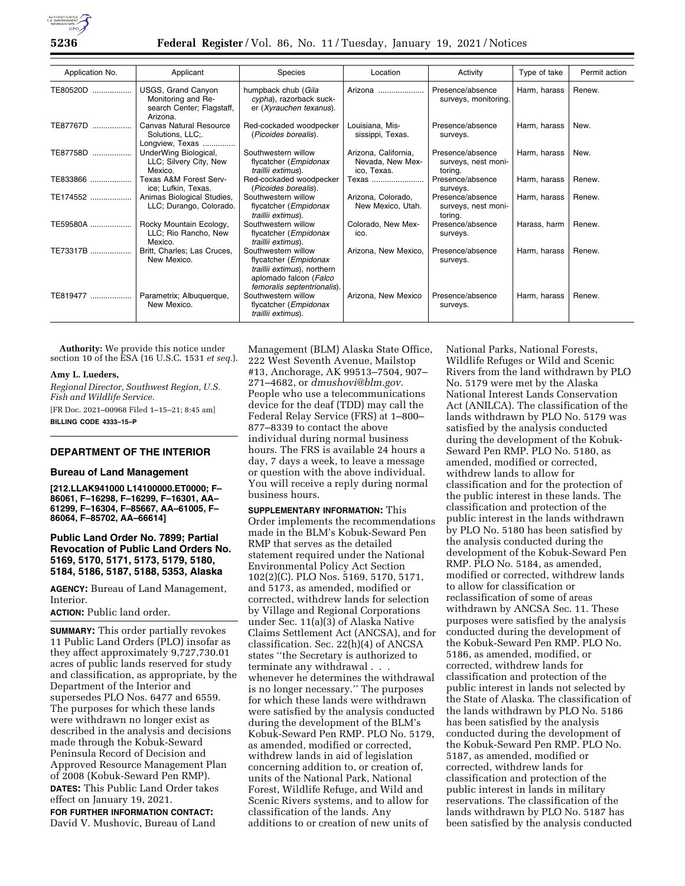| Application No. | Applicant | Species | Location | Activity | Type of take | Permit action |
|---|---|---|---|---|---|---|
| TE80520D | USGS, Grand Canyon Monitoring and Research Center; Flagstaff, Arizona. | humpback chub (*Gila cypha*), razorback sucker (*Xyrauchen texanus*). | Arizona | Presence/absence surveys, monitoring. | Harm, harass | Renew. |
| TE87767D | Canvas Natural Resource Solutions, LLC;. Longview, Texas | Red-cockaded woodpecker (*Picoides borealis*). | Louisiana, Mississippi, Texas. | Presence/absence surveys. | Harm, harass | New. |
| TE87758D | UnderWing Biological, LLC; Silvery City, New Mexico. | Southwestern willow flycatcher (*Empidonax traillii extimus*). | Arizona, California, Nevada, New Mexico, Texas. | Presence/absence surveys, nest monitoring. | Harm, harass | New. |
| TE833866 | Texas A&M Forest Service; Lufkin, Texas. | Red-cockaded woodpecker (*Picoides borealis*). | Texas | Presence/absence surveys. | Harm, harass | Renew. |
| TE174552 | Animas Biological Studies, LLC; Durango, Colorado. | Southwestern willow flycatcher (*Empidonax traillii extimus*). | Arizona, Colorado, New Mexico, Utah. | Presence/absence surveys, nest monitoring. | Harm, harass | Renew. |
| TE59580A | Rocky Mountain Ecology, LLC; Rio Rancho, New Mexico. | Southwestern willow flycatcher (*Empidonax traillii extimus*). | Colorado, New Mexico. | Presence/absence surveys. | Harass, harm | Renew. |
| TE73317B | Britt, Charles; Las Cruces, New Mexico. | Southwestern willow flycatcher (*Empidonax traillii extimus*), northern aplomado falcon (*Falco femoralis septentrionalis*). | Arizona, New Mexico, | Presence/absence surveys. | Harm, harass | Renew. |
| TE819477 | Parametrix; Albuquerque, New Mexico. | Southwestern willow flycatcher (*Empidonax traillii extimus*). | Arizona, New Mexico | Presence/absence surveys. | Harm, harass | Renew. |

**Authority:** We provide this notice under section 10 of the ESA (16 U.S.C. 1531 *et seq.*).

**Amy L. Lueders,**

*Regional Director, Southwest Region, U.S. Fish and Wildlife Service.*

[FR Doc. 2021–00968 Filed 1–15–21; 8:45 am]

**BILLING CODE 4333–15–P**

---

## DEPARTMENT OF THE INTERIOR

### Bureau of Land Management

**[212.LLAK941000 L14100000.ET0000; F–86061, F–16298, F–16299, F–16301, AA–61299, F–16304, F–85667, AA–61005, F–86064, F–85702, AA–66614]**

### Public Land Order No. 7899; Partial Revocation of Public Land Orders No. 5169, 5170, 5171, 5173, 5179, 5180, 5184, 5186, 5187, 5188, 5353, Alaska

**AGENCY:** Bureau of Land Management, Interior.

**ACTION:** Public land order.

**SUMMARY:** This order partially revokes 11 Public Land Orders (PLO) insofar as they affect approximately 9,727,730.01 acres of public lands reserved for study and classification, as appropriate, by the Department of the Interior and supersedes PLO Nos. 6477 and 6559. The purposes for which these lands were withdrawn no longer exist as described in the analysis and decisions made through the Kobuk-Seward Peninsula Record of Decision and Approved Resource Management Plan of 2008 (Kobuk-Seward Pen RMP).

**DATES:** This Public Land Order takes effect on January 19, 2021.

**FOR FURTHER INFORMATION CONTACT:** David V. Mushovic, Bureau of Land Management (BLM) Alaska State Office, 222 West Seventh Avenue, Mailstop #13, Anchorage, AK 99513–7504, 907–271–4682, or *dmushovi@blm.gov.* People who use a telecommunications device for the deaf (TDD) may call the Federal Relay Service (FRS) at 1–800–877–8339 to contact the above individual during normal business hours. The FRS is available 24 hours a day, 7 days a week, to leave a message or question with the above individual. You will receive a reply during normal business hours.

**SUPPLEMENTARY INFORMATION:** This Order implements the recommendations made in the BLM's Kobuk-Seward Pen RMP that serves as the detailed statement required under the National Environmental Policy Act Section 102(2)(C). PLO Nos. 5169, 5170, 5171, and 5173, as amended, modified or corrected, withdrew lands for selection by Village and Regional Corporations under Sec. 11(a)(3) of Alaska Native Claims Settlement Act (ANCSA), and for classification. Sec. 22(h)(4) of ANCSA states "the Secretary is authorized to terminate any withdrawal . . . whenever he determines the withdrawal is no longer necessary." The purposes for which these lands were withdrawn were satisfied by the analysis conducted during the development of the BLM's Kobuk-Seward Pen RMP. PLO No. 5179, as amended, modified or corrected, withdrew lands in aid of legislation concerning addition to, or creation of, units of the National Park, National Forest, Wildlife Refuge, and Wild and Scenic Rivers systems, and to allow for classification of the lands. Any additions to or creation of new units of National Parks, National Forests, Wildlife Refuges or Wild and Scenic Rivers from the land withdrawn by PLO No. 5179 were met by the Alaska National Interest Lands Conservation Act (ANILCA). The classification of the lands withdrawn by PLO No. 5179 was satisfied by the analysis conducted during the development of the Kobuk-Seward Pen RMP. PLO No. 5180, as amended, modified or corrected, withdrew lands to allow for classification and for the protection of the public interest in these lands. The classification and protection of the public interest in the lands withdrawn by PLO No. 5180 has been satisfied by the analysis conducted during the development of the Kobuk-Seward Pen RMP. PLO No. 5184, as amended, modified or corrected, withdrew lands to allow for classification or reclassification of some of areas withdrawn by ANCSA Sec. 11. These purposes were satisfied by the analysis conducted during the development of the Kobuk-Seward Pen RMP. PLO No. 5186, as amended, modified, or corrected, withdrew lands for classification and protection of the public interest in lands not selected by the State of Alaska. The classification of the lands withdrawn by PLO No. 5186 has been satisfied by the analysis conducted during the development of the Kobuk-Seward Pen RMP. PLO No. 5187, as amended, modified or corrected, withdrew lands for classification and protection of the public interest in lands in military reservations. The classification of the lands withdrawn by PLO No. 5187 has been satisfied by the analysis conducted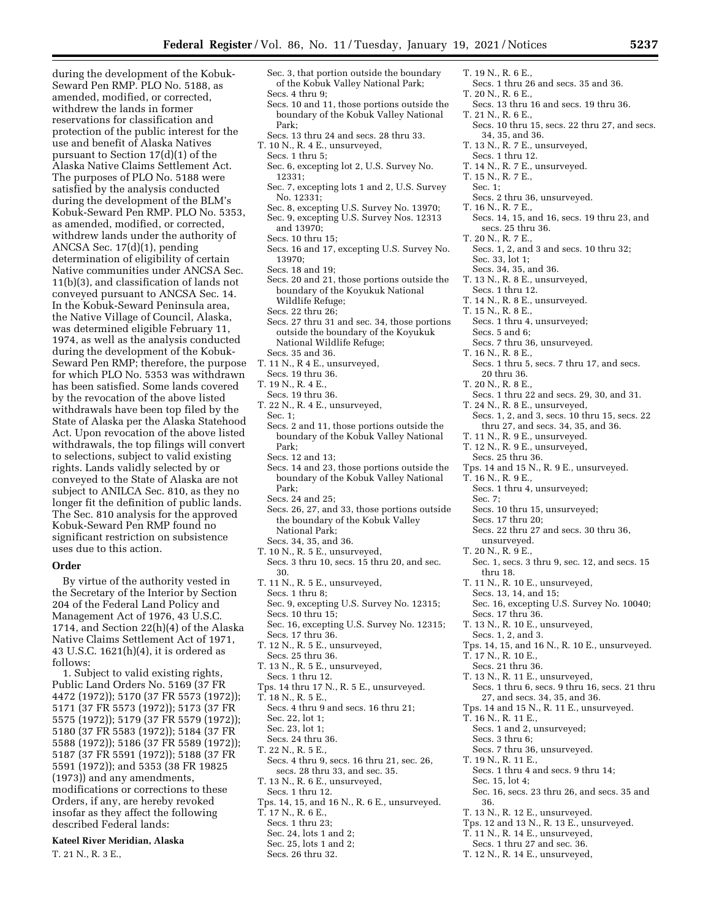during the development of the Kobuk-Seward Pen RMP. PLO No. 5188, as amended, modified, or corrected, withdrew the lands in former reservations for classification and protection of the public interest for the use and benefit of Alaska Natives pursuant to Section 17(d)(1) of the Alaska Native Claims Settlement Act. The purposes of PLO No. 5188 were satisfied by the analysis conducted during the development of the BLM's Kobuk-Seward Pen RMP. PLO No. 5353, as amended, modified, or corrected, withdrew lands under the authority of ANCSA Sec. 17(d)(1), pending determination of eligibility of certain Native communities under ANCSA Sec. 11(b)(3), and classification of lands not conveyed pursuant to ANCSA Sec. 14. In the Kobuk-Seward Peninsula area, the Native Village of Council, Alaska, was determined eligible February 11, 1974, as well as the analysis conducted during the development of the Kobuk-Seward Pen RMP; therefore, the purpose for which PLO No. 5353 was withdrawn has been satisfied. Some lands covered by the revocation of the above listed withdrawals have been top filed by the State of Alaska per the Alaska Statehood Act. Upon revocation of the above listed withdrawals, the top filings will convert to selections, subject to valid existing rights. Lands validly selected by or conveyed to the State of Alaska are not subject to ANILCA Sec. 810, as they no longer fit the definition of public lands. The Sec. 810 analysis for the approved Kobuk-Seward Pen RMP found no significant restriction on subsistence uses due to this action.

## Order

By virtue of the authority vested in the Secretary of the Interior by Section 204 of the Federal Land Policy and Management Act of 1976, 43 U.S.C. 1714, and Section 22(h)(4) of the Alaska Native Claims Settlement Act of 1971, 43 U.S.C. 1621(h)(4), it is ordered as follows:

1. Subject to valid existing rights, Public Land Orders No. 5169 (37 FR 4472 (1972)); 5170 (37 FR 5573 (1972)); 5171 (37 FR 5573 (1972)); 5173 (37 FR 5575 (1972)); 5179 (37 FR 5579 (1972)); 5180 (37 FR 5583 (1972)); 5184 (37 FR 5588 (1972)); 5186 (37 FR 5589 (1972)); 5187 (37 FR 5591 (1972)); 5188 (37 FR 5591 (1972)); and 5353 (38 FR 19825 (1973)) and any amendments, modifications or corrections to these Orders, if any, are hereby revoked insofar as they affect the following described Federal lands:

**Kateel River Meridian, Alaska**

T. 21 N., R. 3 E.,
Sec. 3, that portion outside the boundary of the Kobuk Valley National Park;
Secs. 4 thru 9;
Secs. 10 and 11, those portions outside the boundary of the Kobuk Valley National Park;
Secs. 13 thru 24 and secs. 28 thru 33.

T. 10 N., R. 4 E., unsurveyed,
Secs. 1 thru 5;
Sec. 6, excepting lot 2, U.S. Survey No. 12331;
Sec. 7, excepting lots 1 and 2, U.S. Survey No. 12331;
Sec. 8, excepting U.S. Survey No. 13970;
Sec. 9, excepting U.S. Survey Nos. 12313 and 13970;
Secs. 10 thru 15;
Secs. 16 and 17, excepting U.S. Survey No. 13970;
Secs. 18 and 19;
Secs. 20 and 21, those portions outside the boundary of the Koyukuk National Wildlife Refuge;
Secs. 22 thru 26;
Secs. 27 thru 31 and sec. 34, those portions outside the boundary of the Koyukuk National Wildlife Refuge;
Secs. 35 and 36.

T. 11 N., R 4 E., unsurveyed,
Secs. 19 thru 36.

T. 19 N., R. 4 E.,
Secs. 19 thru 36.

T. 22 N., R. 4 E., unsurveyed,
Sec. 1;
Secs. 2 and 11, those portions outside the boundary of the Kobuk Valley National Park;
Secs. 12 and 13;
Secs. 14 and 23, those portions outside the boundary of the Kobuk Valley National Park;
Secs. 24 and 25;
Secs. 26, 27, and 33, those portions outside the boundary of the Kobuk Valley National Park;
Secs. 34, 35, and 36.

T. 10 N., R. 5 E., unsurveyed,
Secs. 3 thru 10, secs. 15 thru 20, and sec. 30.

T. 11 N., R. 5 E., unsurveyed,
Secs. 1 thru 8;
Sec. 9, excepting U.S. Survey No. 12315;
Secs. 10 thru 15;
Sec. 16, excepting U.S. Survey No. 12315;
Secs. 17 thru 36.

T. 12 N., R. 5 E., unsurveyed,
Secs. 25 thru 36.

T. 13 N., R. 5 E., unsurveyed,
Secs. 1 thru 12.

Tps. 14 thru 17 N., R. 5 E., unsurveyed.

T. 18 N., R. 5 E.,
Secs. 4 thru 9 and secs. 16 thru 21;
Sec. 22, lot 1;
Sec. 23, lot 1;
Secs. 24 thru 36.

T. 22 N., R. 5 E.,
Secs. 4 thru 9, secs. 16 thru 21, sec. 26, secs. 28 thru 33, and sec. 35.

T. 13 N., R. 6 E., unsurveyed,
Secs. 1 thru 12.

Tps. 14, 15, and 16 N., R. 6 E., unsurveyed.

T. 17 N., R. 6 E.,
Secs. 1 thru 23;
Sec. 24, lots 1 and 2;
Sec. 25, lots 1 and 2;
Secs. 26 thru 32.

T. 19 N., R. 6 E.,
Secs. 1 thru 26 and secs. 35 and 36.

T. 20 N., R. 6 E.,
Secs. 13 thru 16 and secs. 19 thru 36.

T. 21 N., R. 6 E.,
Secs. 10 thru 15, secs. 22 thru 27, and secs. 34, 35, and 36.

T. 13 N., R. 7 E., unsurveyed,
Secs. 1 thru 12.

T. 14 N., R. 7 E., unsurveyed.

T. 15 N., R. 7 E.,
Sec. 1;
Secs. 2 thru 36, unsurveyed.

T. 16 N., R. 7 E.,
Secs. 14, 15, and 16, secs. 19 thru 23, and secs. 25 thru 36.

T. 20 N., R. 7 E.,
Secs. 1, 2, and 3 and secs. 10 thru 32;
Sec. 33, lot 1;
Secs. 34, 35, and 36.

T. 13 N., R. 8 E., unsurveyed,
Secs. 1 thru 12.

T. 14 N., R. 8 E., unsurveyed.

T. 15 N., R. 8 E.,
Secs. 1 thru 4, unsurveyed;
Secs. 5 and 6;
Secs. 7 thru 36, unsurveyed.

T. 16 N., R. 8 E.,
Secs. 1 thru 5, secs. 7 thru 17, and secs. 20 thru 36.

T. 20 N., R. 8 E.,
Secs. 1 thru 22 and secs. 29, 30, and 31.

T. 24 N., R. 8 E., unsurveyed,
Secs. 1, 2, and 3, secs. 10 thru 15, secs. 22 thru 27, and secs. 34, 35, and 36.

T. 11 N., R. 9 E., unsurveyed.

T. 12 N., R. 9 E., unsurveyed,
Secs. 25 thru 36.

Tps. 14 and 15 N., R. 9 E., unsurveyed.

T. 16 N., R. 9 E.,
Secs. 1 thru 4, unsurveyed;
Sec. 7;
Secs. 10 thru 15, unsurveyed;
Secs. 17 thru 20;
Secs. 22 thru 27 and secs. 30 thru 36, unsurveyed.

T. 20 N., R. 9 E.,
Sec. 1, secs. 3 thru 9, sec. 12, and secs. 15 thru 18.

T. 11 N., R. 10 E., unsurveyed,
Secs. 13, 14, and 15;
Sec. 16, excepting U.S. Survey No. 10040;
Secs. 17 thru 36.

T. 13 N., R. 10 E., unsurveyed,
Secs. 1, 2, and 3.

Tps. 14, 15, and 16 N., R. 10 E., unsurveyed.

T. 17 N., R. 10 E.,
Secs. 21 thru 36.

T. 13 N., R. 11 E., unsurveyed,
Secs. 1 thru 6, secs. 9 thru 16, secs. 21 thru 27, and secs. 34, 35, and 36.

Tps. 14 and 15 N., R. 11 E., unsurveyed.

T. 16 N., R. 11 E.,
Secs. 1 and 2, unsurveyed;
Secs. 3 thru 6;
Secs. 7 thru 36, unsurveyed.

T. 19 N., R. 11 E.,
Secs. 1 thru 4 and secs. 9 thru 14;
Sec. 15, lot 4;
Sec. 16, secs. 23 thru 26, and secs. 35 and 36.

T. 13 N., R. 12 E., unsurveyed.

Tps. 12 and 13 N., R. 13 E., unsurveyed.

T. 11 N., R. 14 E., unsurveyed,
Secs. 1 thru 27 and sec. 36.

T. 12 N., R. 14 E., unsurveyed,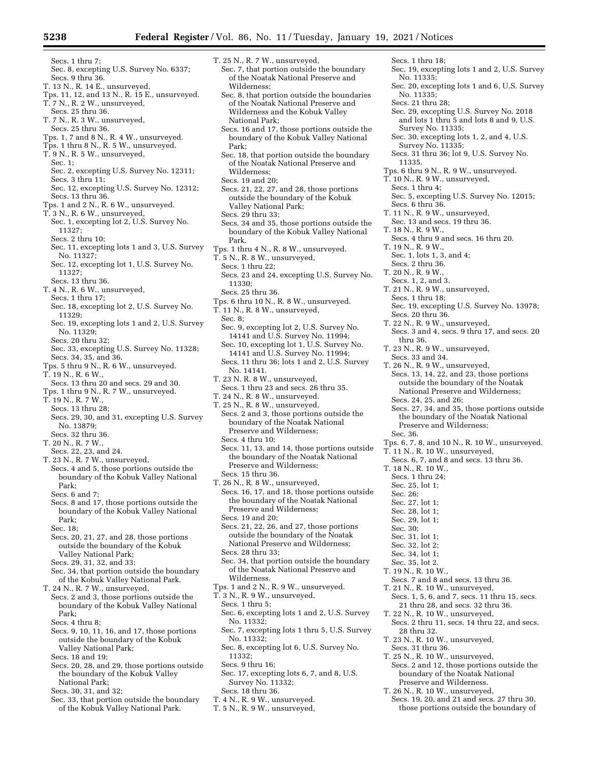Secs. 1 thru 7;
Sec. 8, excepting U.S. Survey No. 6337;
Secs. 9 thru 36.
T. 13 N., R. 14 E., unsurveyed.
Tps. 11, 12, and 13 N., R. 15 E., unsurveyed.
T. 7 N., R. 2 W., unsurveyed,
Secs. 25 thru 36.
T. 7 N., R. 3 W., unsurveyed,
Secs. 25 thru 36.
Tps. 1, 7 and 8 N., R. 4 W., unsurveyed.
Tps. 1 thru 8 N., R. 5 W., unsurveyed.
T. 9 N., R. 5 W., unsurveyed,
Sec. 1;
Sec. 2, excepting U.S. Survey No. 12311;
Secs. 3 thru 11;
Sec. 12, excepting U.S. Survey No. 12312;
Secs. 13 thru 36.
Tps. 1 and 2 N., R. 6 W., unsurveyed.
T. 3 N., R. 6 W., unsurveyed,
Sec. 1, excepting lot 2, U.S. Survey No. 11327;
Secs. 2 thru 10;
Sec. 11, excepting lots 1 and 3, U.S. Survey No. 11327;
Sec. 12, excepting lot 1, U.S. Survey No. 11327;
Secs. 13 thru 36.
T. 4 N., R. 6 W., unsurveyed,
Secs. 1 thru 17;
Sec. 18, excepting lot 2, U.S. Survey No. 11329;
Sec. 19, excepting lots 1 and 2, U.S. Survey No. 11329;
Secs. 20 thru 32;
Sec. 33, excepting U.S. Survey No. 11328;
Secs. 34, 35, and 36.
Tps. 5 thru 9 N., R. 6 W., unsurveyed.
T. 19 N., R. 6 W.,
Secs. 13 thru 20 and secs. 29 and 30.
Tps. 1 thru 9 N., R. 7 W., unsurveyed.
T. 19 N., R. 7 W.,
Secs. 13 thru 28;
Secs. 29, 30, and 31, excepting U.S. Survey No. 13879;
Secs. 32 thru 36.
T. 20 N., R. 7 W.,
Secs. 22, 23, and 24.
T. 23 N., R. 7 W., unsurveyed,
Secs. 4 and 5, those portions outside the boundary of the Kobuk Valley National Park;
Secs. 6 and 7;
Secs. 8 and 17, those portions outside the boundary of the Kobuk Valley National Park;
Sec. 18;
Secs. 20, 21, 27, and 28, those portions outside the boundary of the Kobuk Valley National Park;
Secs. 29, 31, 32, and 33;
Sec. 34, that portion outside the boundary of the Kobuk Valley National Park.
T. 24 N., R. 7 W., unsurveyed,
Secs. 2 and 3, those portions outside the boundary of the Kobuk Valley National Park;
Secs. 4 thru 8;
Secs. 9, 10, 11, 16, and 17, those portions outside the boundary of the Kobuk Valley National Park;
Secs. 18 and 19;
Secs. 20, 28, and 29, those portions outside the boundary of the Kobuk Valley National Park;
Secs. 30, 31, and 32;
Sec. 33, that portion outside the boundary of the Kobuk Valley National Park.
T. 25 N., R. 7 W., unsurveyed,
Sec. 7, that portion outside the boundary of the Noatak National Preserve and Wilderness;
Sec. 8, that portion outside the boundaries of the Noatak National Preserve and Wilderness and the Kobuk Valley National Park;
Secs. 16 and 17, those portions outside the boundary of the Kobuk Valley National Park;
Sec. 18, that portion outside the boundary of the Noatak National Preserve and Wilderness;
Secs. 19 and 20;
Secs. 21, 22, 27, and 28, those portions outside the boundary of the Kobuk Valley National Park;
Secs. 29 thru 33;
Secs. 34 and 35, those portions outside the boundary of the Kobuk Valley National Park.
Tps. 1 thru 4 N., R. 8 W., unsurveyed.
T. 5 N., R. 8 W., unsurveyed,
Secs. 1 thru 22;
Secs. 23 and 24, excepting U.S. Survey No. 11330;
Secs. 25 thru 36.
Tps. 6 thru 10 N., R. 8 W., unsurveyed.
T. 11 N., R. 8 W., unsurveyed,
Sec. 8;
Sec. 9, excepting lot 2, U.S. Survey No. 14141 and U.S. Survey No. 11994;
Sec. 10, excepting lot 1, U.S. Survey No. 14141 and U.S. Survey No. 11994;
Secs. 11 thru 36; lots 1 and 2, U.S. Survey No. 14141.
T. 23 N. R. 8 W., unsurveyed,
Secs. 1 thru 23 and secs. 26 thru 35.
T. 24 N., R. 8 W., unsurveyed.
T. 25 N., R. 8 W., unsurveyed,
Secs. 2 and 3, those portions outside the boundary of the Noatak National Preserve and Wilderness;
Secs. 4 thru 10;
Secs. 11, 13, and 14, those portions outside the boundary of the Noatak National Preserve and Wilderness;
Secs. 15 thru 36.
T. 26 N., R. 8 W., unsurveyed,
Secs. 16, 17, and 18, those portions outside the boundary of the Noatak National Preserve and Wilderness;
Secs. 19 and 20;
Secs. 21, 22, 26, and 27, those portions outside the boundary of the Noatak National Preserve and Wilderness;
Secs. 28 thru 33;
Sec. 34, that portion outside the boundary of the Noatak National Preserve and Wilderness.
Tps. 1 and 2 N., R. 9 W., unsurveyed.
T. 3 N., R. 9 W., unsurveyed,
Secs. 1 thru 5;
Sec. 6, excepting lots 1 and 2, U.S. Survey No. 11332;
Sec. 7, excepting lots 1 thru 5, U.S. Survey No. 11332;
Sec. 8, excepting lot 6, U.S. Survey No. 11332;
Secs. 9 thru 16;
Sec. 17, excepting lots 6, 7, and 8, U.S. Survey No. 11332;
Secs. 18 thru 36.
T. 4 N., R. 9 W., unsurveyed.
T. 5 N., R. 9 W., unsurveyed,
Secs. 1 thru 18;
Sec. 19, excepting lots 1 and 2, U.S. Survey No. 11335;
Sec. 20, excepting lots 1 and 6, U.S. Survey No. 11335;
Secs. 21 thru 28;
Sec. 29, excepting U.S. Survey No. 2018 and lots 1 thru 5 and lots 8 and 9, U.S. Survey No. 11335;
Sec. 30, excepting lots 1, 2, and 4, U.S. Survey No. 11335;
Secs. 31 thru 36; lot 9, U.S. Survey No. 11335.
Tps. 6 thru 9 N., R. 9 W., unsurveyed.
T. 10 N., R. 9 W., unsurveyed,
Secs. 1 thru 4;
Sec. 5, excepting U.S. Survey No. 12015;
Secs. 6 thru 36.
T. 11 N., R. 9 W., unsurveyed,
Sec. 13 and secs. 19 thru 36.
T. 18 N., R. 9 W.,
Secs. 4 thru 9 and secs. 16 thru 20.
T. 19 N., R. 9 W.,
Sec. 1, lots 1, 3, and 4;
Secs. 2 thru 36.
T. 20 N., R. 9 W.,
Secs. 1, 2, and 3.
T. 21 N., R. 9 W., unsurveyed,
Secs. 1 thru 18;
Sec. 19, excepting U.S. Survey No. 13978;
Secs. 20 thru 36.
T. 22 N., R. 9 W., unsurveyed,
Secs. 3 and 4, secs. 9 thru 17, and secs. 20 thru 36.
T. 23 N., R. 9 W., unsurveyed,
Secs. 33 and 34.
T. 26 N., R. 9 W., unsurveyed,
Secs. 13, 14, 22, and 23, those portions outside the boundary of the Noatak National Preserve and Wilderness;
Secs. 24, 25, and 26;
Secs. 27, 34, and 35, those portions outside the boundary of the Noatak National Preserve and Wilderness;
Sec. 36.
Tps. 6, 7, 8, and 10 N., R. 10 W., unsurveyed.
T. 11 N., R. 10 W., unsurveyed,
Secs. 6, 7, and 8 and secs. 13 thru 36.
T. 18 N., R. 10 W.,
Secs. 1 thru 24;
Sec. 25, lot 1;
Sec. 26;
Sec. 27, lot 1;
Sec. 28, lot 1;
Sec. 29, lot 1;
Sec. 30;
Sec. 31, lot 1;
Sec. 32, lot 2;
Sec. 34, lot 1;
Sec. 35, lot 2.
T. 19 N., R. 10 W.,
Secs. 7 and 8 and secs. 13 thru 36.
T. 21 N., R. 10 W., unsurveyed,
Secs. 1, 5, 6, and 7, secs. 11 thru 15, secs. 21 thru 28, and secs. 32 thru 36.
T. 22 N., R. 10 W., unsurveyed,
Secs. 2 thru 11, secs. 14 thru 22, and secs. 28 thru 32.
T. 23 N., R. 10 W., unsurveyed,
Secs. 31 thru 36.
T. 25 N., R. 10 W., unsurveyed,
Secs. 2 and 12, those portions outside the boundary of the Noatak National Preserve and Wilderness.
T. 26 N., R. 10 W., unsurveyed,
Secs. 19, 20, and 21 and secs. 27 thru 30, those portions outside the boundary of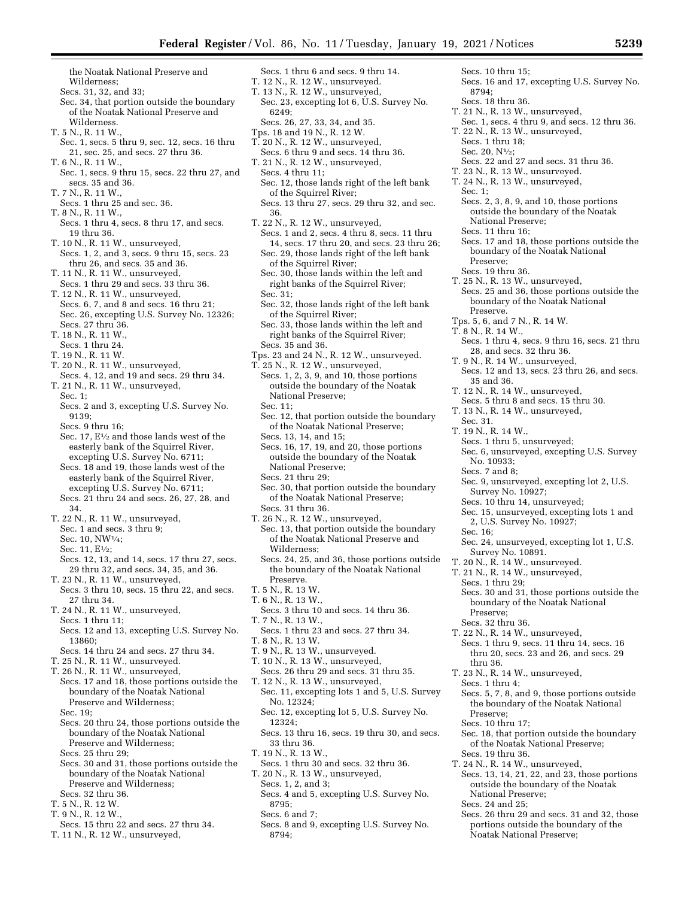the Noatak National Preserve and Wilderness;
Secs. 31, 32, and 33;
Sec. 34, that portion outside the boundary of the Noatak National Preserve and Wilderness.

T. 5 N., R. 11 W.,
Sec. 1, secs. 5 thru 9, sec. 12, secs. 16 thru 21, sec. 25, and secs. 27 thru 36.

T. 6 N., R. 11 W.,
Sec. 1, secs. 9 thru 15, secs. 22 thru 27, and secs. 35 and 36.

T. 7 N., R. 11 W.,
Secs. 1 thru 25 and sec. 36.

T. 8 N., R. 11 W.,
Secs. 1 thru 4, secs. 8 thru 17, and secs. 19 thru 36.

T. 10 N., R. 11 W., unsurveyed,
Secs. 1, 2, and 3, secs. 9 thru 15, secs. 23 thru 26, and secs. 35 and 36.

T. 11 N., R. 11 W., unsurveyed,
Secs. 1 thru 29 and secs. 33 thru 36.

T. 12 N., R. 11 W., unsurveyed,
Secs. 6, 7, and 8 and secs. 16 thru 21;
Sec. 26, excepting U.S. Survey No. 12326;
Secs. 27 thru 36.

T. 18 N., R. 11 W.,
Secs. 1 thru 24.

T. 19 N., R. 11 W.

T. 20 N., R. 11 W., unsurveyed,
Secs. 4, 12, and 19 and secs. 29 thru 34.

T. 21 N., R. 11 W., unsurveyed,
Sec. 1;
Secs. 2 and 3, excepting U.S. Survey No. 9139;
Secs. 9 thru 16;
Sec. 17, E½ and those lands west of the easterly bank of the Squirrel River, excepting U.S. Survey No. 6711;
Secs. 18 and 19, those lands west of the easterly bank of the Squirrel River, excepting U.S. Survey No. 6711;
Secs. 21 thru 24 and secs. 26, 27, 28, and 34.

T. 22 N., R. 11 W., unsurveyed,
Sec. 1 and secs. 3 thru 9;
Sec. 10, NW¼;
Sec. 11, E½;
Secs. 12, 13, and 14, secs. 17 thru 27, secs. 29 thru 32, and secs. 34, 35, and 36.

T. 23 N., R. 11 W., unsurveyed,
Secs. 3 thru 10, secs. 15 thru 22, and secs. 27 thru 34.

T. 24 N., R. 11 W., unsurveyed,
Secs. 1 thru 11;
Secs. 12 and 13, excepting U.S. Survey No. 13860;
Secs. 14 thru 24 and secs. 27 thru 34.

T. 25 N., R. 11 W., unsurveyed.

T. 26 N., R. 11 W., unsurveyed,
Secs. 17 and 18, those portions outside the boundary of the Noatak National Preserve and Wilderness;
Sec. 19;
Secs. 20 thru 24, those portions outside the boundary of the Noatak National Preserve and Wilderness;
Secs. 25 thru 29;
Secs. 30 and 31, those portions outside the boundary of the Noatak National Preserve and Wilderness;
Secs. 32 thru 36.

T. 5 N., R. 12 W.

T. 9 N., R. 12 W.,
Secs. 15 thru 22 and secs. 27 thru 34.

T. 11 N., R. 12 W., unsurveyed,
Secs. 1 thru 6 and secs. 9 thru 14.

T. 12 N., R. 12 W., unsurveyed.

T. 13 N., R. 12 W., unsurveyed,
Sec. 23, excepting lot 6, U.S. Survey No. 6249;
Secs. 26, 27, 33, 34, and 35.

Tps. 18 and 19 N., R. 12 W.

T. 20 N., R. 12 W., unsurveyed,
Secs. 6 thru 9 and secs. 14 thru 36.

T. 21 N., R. 12 W., unsurveyed,
Secs. 4 thru 11;
Sec. 12, those lands right of the left bank of the Squirrel River;
Secs. 13 thru 27, secs. 29 thru 32, and sec. 36.

T. 22 N., R. 12 W., unsurveyed,
Secs. 1 and 2, secs. 4 thru 8, secs. 11 thru 14, secs. 17 thru 20, and secs. 23 thru 26;
Sec. 29, those lands right of the left bank of the Squirrel River;
Sec. 30, those lands within the left and right banks of the Squirrel River;
Sec. 31;
Sec. 32, those lands right of the left bank of the Squirrel River;
Sec. 33, those lands within the left and right banks of the Squirrel River;
Secs. 35 and 36.

Tps. 23 and 24 N., R. 12 W., unsurveyed.

T. 25 N., R. 12 W., unsurveyed,
Secs. 1, 2, 3, 9, and 10, those portions outside the boundary of the Noatak National Preserve;
Sec. 11;
Sec. 12, that portion outside the boundary of the Noatak National Preserve;
Secs. 13, 14, and 15;
Secs. 16, 17, 19, and 20, those portions outside the boundary of the Noatak National Preserve;
Secs. 21 thru 29;
Sec. 30, that portion outside the boundary of the Noatak National Preserve;
Secs. 31 thru 36.

T. 26 N., R. 12 W., unsurveyed,
Sec. 13, that portion outside the boundary of the Noatak National Preserve and Wilderness;
Secs. 24, 25, and 36, those portions outside the boundary of the Noatak National Preserve.

T. 5 N., R. 13 W.

T. 6 N., R. 13 W.,
Secs. 3 thru 10 and secs. 14 thru 36.

T. 7 N., R. 13 W.,
Secs. 1 thru 23 and secs. 27 thru 34.

T. 8 N., R. 13 W.

T. 9 N., R. 13 W., unsurveyed.

T. 10 N., R. 13 W., unsurveyed,
Secs. 26 thru 29 and secs. 31 thru 35.

T. 12 N., R. 13 W., unsurveyed,
Sec. 11, excepting lots 1 and 5, U.S. Survey No. 12324;
Sec. 12, excepting lot 5, U.S. Survey No. 12324;
Secs. 13 thru 16, secs. 19 thru 30, and secs. 33 thru 36.

T. 19 N., R. 13 W.,
Secs. 1 thru 30 and secs. 32 thru 36.

T. 20 N., R. 13 W., unsurveyed,
Secs. 1, 2, and 3;
Secs. 4 and 5, excepting U.S. Survey No. 8795;
Secs. 6 and 7;
Secs. 8 and 9, excepting U.S. Survey No. 8794;
Secs. 10 thru 15;
Secs. 16 and 17, excepting U.S. Survey No. 8794;
Secs. 18 thru 36.

T. 21 N., R. 13 W., unsurveyed,
Sec. 1, secs. 4 thru 9, and secs. 12 thru 36.

T. 22 N., R. 13 W., unsurveyed,
Secs. 1 thru 18;
Sec. 20, N½;
Secs. 22 and 27 and secs. 31 thru 36.

T. 23 N., R. 13 W., unsurveyed.

T. 24 N., R. 13 W., unsurveyed,
Sec. 1;
Secs. 2, 3, 8, 9, and 10, those portions outside the boundary of the Noatak National Preserve;
Secs. 11 thru 16;
Secs. 17 and 18, those portions outside the boundary of the Noatak National Preserve;
Secs. 19 thru 36.

T. 25 N., R. 13 W., unsurveyed,
Secs. 25 and 36, those portions outside the boundary of the Noatak National Preserve.

Tps. 5, 6, and 7 N., R. 14 W.

T. 8 N., R. 14 W.,
Secs. 1 thru 4, secs. 9 thru 16, secs. 21 thru 28, and secs. 32 thru 36.

T. 9 N., R. 14 W., unsurveyed,
Secs. 12 and 13, secs. 23 thru 26, and secs. 35 and 36.

T. 12 N., R. 14 W., unsurveyed,
Secs. 5 thru 8 and secs. 15 thru 30.

T. 13 N., R. 14 W., unsurveyed,
Sec. 31.

T. 19 N., R. 14 W.,
Secs. 1 thru 5, unsurveyed;
Sec. 6, unsurveyed, excepting U.S. Survey No. 10933;
Secs. 7 and 8;
Sec. 9, unsurveyed, excepting lot 2, U.S. Survey No. 10927;
Secs. 10 thru 14, unsurveyed;
Sec. 15, unsurveyed, excepting lots 1 and 2, U.S. Survey No. 10927;
Sec. 16;
Sec. 24, unsurveyed, excepting lot 1, U.S. Survey No. 10891.

T. 20 N., R. 14 W., unsurveyed.

T. 21 N., R. 14 W., unsurveyed,
Secs. 1 thru 29;
Secs. 30 and 31, those portions outside the boundary of the Noatak National Preserve;
Secs. 32 thru 36.

T. 22 N., R. 14 W., unsurveyed,
Secs. 1 thru 9, secs. 11 thru 14, secs. 16 thru 20, secs. 23 and 26, and secs. 29 thru 36.

T. 23 N., R. 14 W., unsurveyed,
Secs. 1 thru 4;
Secs. 5, 7, 8, and 9, those portions outside the boundary of the Noatak National Preserve;
Secs. 10 thru 17;
Sec. 18, that portion outside the boundary of the Noatak National Preserve;
Secs. 19 thru 36.

T. 24 N., R. 14 W., unsurveyed,
Secs. 13, 14, 21, 22, and 23, those portions outside the boundary of the Noatak National Preserve;
Secs. 24 and 25;
Secs. 26 thru 29 and secs. 31 and 32, those portions outside the boundary of the Noatak National Preserve;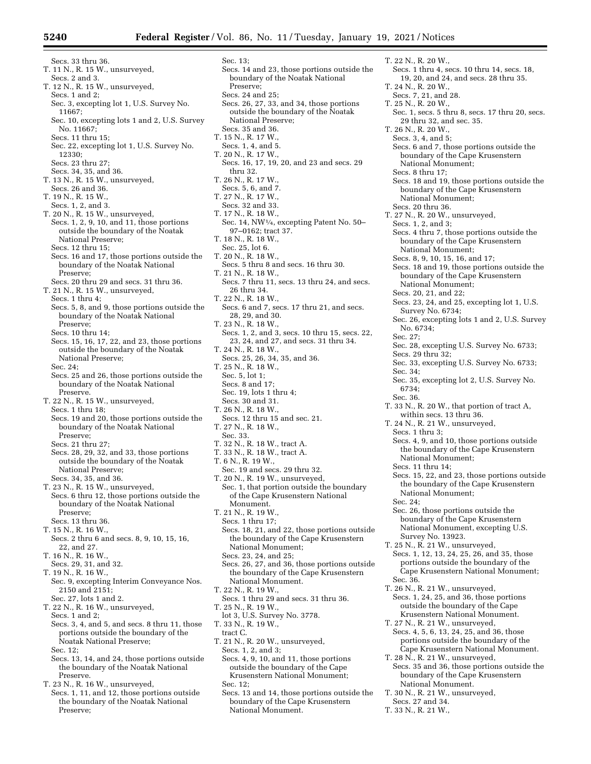Secs. 33 thru 36.
T. 11 N., R. 15 W., unsurveyed,
Secs. 2 and 3.
T. 12 N., R. 15 W., unsurveyed,
Secs. 1 and 2;
Sec. 3, excepting lot 1, U.S. Survey No. 11667;
Sec. 10, excepting lots 1 and 2, U.S. Survey No. 11667;
Secs. 11 thru 15;
Sec. 22, excepting lot 1, U.S. Survey No. 12330;
Secs. 23 thru 27;
Secs. 34, 35, and 36.
T. 13 N., R. 15 W., unsurveyed,
Secs. 26 and 36.
T. 19 N., R. 15 W.,
Secs. 1, 2, and 3.
T. 20 N., R. 15 W., unsurveyed,
Secs. 1, 2, 9, 10, and 11, those portions outside the boundary of the Noatak National Preserve;
Secs. 12 thru 15;
Secs. 16 and 17, those portions outside the boundary of the Noatak National Preserve;
Secs. 20 thru 29 and secs. 31 thru 36.
T. 21 N., R. 15 W., unsurveyed,
Secs. 1 thru 4;
Secs. 5, 8, and 9, those portions outside the boundary of the Noatak National Preserve;
Secs. 10 thru 14;
Secs. 15, 16, 17, 22, and 23, those portions outside the boundary of the Noatak National Preserve;
Sec. 24;
Secs. 25 and 26, those portions outside the boundary of the Noatak National Preserve.
T. 22 N., R. 15 W., unsurveyed,
Secs. 1 thru 18;
Secs. 19 and 20, those portions outside the boundary of the Noatak National Preserve;
Secs. 21 thru 27;
Secs. 28, 29, 32, and 33, those portions outside the boundary of the Noatak National Preserve;
Secs. 34, 35, and 36.
T. 23 N., R. 15 W., unsurveyed,
Secs. 6 thru 12, those portions outside the boundary of the Noatak National Preserve;
Secs. 13 thru 36.
T. 15 N., R. 16 W.,
Secs. 2 thru 6 and secs. 8, 9, 10, 15, 16, 22, and 27.
T. 16 N., R. 16 W.,
Secs. 29, 31, and 32.
T. 19 N., R. 16 W.,
Sec. 9, excepting Interim Conveyance Nos. 2150 and 2151;
Sec. 27, lots 1 and 2.
T. 22 N., R. 16 W., unsurveyed,
Secs. 1 and 2;
Secs. 3, 4, and 5, and secs. 8 thru 11, those portions outside the boundary of the Noatak National Preserve;
Sec. 12;
Secs. 13, 14, and 24, those portions outside the boundary of the Noatak National Preserve.
T. 23 N., R. 16 W., unsurveyed,
Secs. 1, 11, and 12, those portions outside the boundary of the Noatak National Preserve;
Sec. 13;
Secs. 14 and 23, those portions outside the boundary of the Noatak National Preserve;
Secs. 24 and 25;
Secs. 26, 27, 33, and 34, those portions outside the boundary of the Noatak National Preserve;
Secs. 35 and 36.
T. 15 N., R. 17 W.,
Secs. 1, 4, and 5.
T. 20 N., R. 17 W.,
Secs. 16, 17, 19, 20, and 23 and secs. 29 thru 32.
T. 26 N., R. 17 W.,
Secs. 5, 6, and 7.
T. 27 N., R. 17 W.,
Secs. 32 and 33.
T. 17 N., R. 18 W.,
Sec. 14, NW¼, excepting Patent No. 50–97–0162; tract 37.
T. 18 N., R. 18 W.,
Sec. 25, lot 6.
T. 20 N., R. 18 W.,
Secs. 5 thru 8 and secs. 16 thru 30.
T. 21 N., R. 18 W.,
Secs. 7 thru 11, secs. 13 thru 24, and secs. 26 thru 34.
T. 22 N., R. 18 W.,
Secs. 6 and 7, secs. 17 thru 21, and secs. 28, 29, and 30.
T. 23 N., R. 18 W.,
Secs. 1, 2, and 3, secs. 10 thru 15, secs. 22, 23, 24, and 27, and secs. 31 thru 34.
T. 24 N., R. 18 W.,
Secs. 25, 26, 34, 35, and 36.
T. 25 N., R. 18 W.,
Sec. 5, lot 1;
Secs. 8 and 17;
Sec. 19, lots 1 thru 4;
Secs. 30 and 31.
T. 26 N., R. 18 W.,
Secs. 12 thru 15 and sec. 21.
T. 27 N., R. 18 W.,
Sec. 33.
T. 32 N., R. 18 W., tract A.
T. 33 N., R. 18 W., tract A.
T. 6 N., R. 19 W.,
Sec. 19 and secs. 29 thru 32.
T. 20 N., R. 19 W., unsurveyed,
Sec. 1, that portion outside the boundary of the Cape Krusenstern National Monument.
T. 21 N., R. 19 W.,
Secs. 1 thru 17;
Secs. 18, 21, and 22, those portions outside the boundary of the Cape Krusenstern National Monument;
Secs. 23, 24, and 25;
Secs. 26, 27, and 36, those portions outside the boundary of the Cape Krusenstern National Monument.
T. 22 N., R. 19 W.,
Secs. 1 thru 29 and secs. 31 thru 36.
T. 25 N., R. 19 W.,
lot 3, U.S. Survey No. 3778.
T. 33 N., R. 19 W.,
tract C.
T. 21 N., R. 20 W., unsurveyed,
Secs. 1, 2, and 3;
Secs. 4, 9, 10, and 11, those portions outside the boundary of the Cape Krusenstern National Monument;
Sec. 12;
Secs. 13 and 14, those portions outside the boundary of the Cape Krusenstern National Monument.
T. 22 N., R. 20 W.,
Secs. 1 thru 4, secs. 10 thru 14, secs. 18, 19, 20, and 24, and secs. 28 thru 35.
T. 24 N., R. 20 W.,
Secs. 7, 21, and 28.
T. 25 N., R. 20 W.,
Sec. 1, secs. 5 thru 8, secs. 17 thru 20, secs. 29 thru 32, and sec. 35.
T. 26 N., R. 20 W.,
Secs. 3, 4, and 5;
Secs. 6 and 7, those portions outside the boundary of the Cape Krusenstern National Monument;
Secs. 8 thru 17;
Secs. 18 and 19, those portions outside the boundary of the Cape Krusenstern National Monument;
Secs. 20 thru 36.
T. 27 N., R. 20 W., unsurveyed,
Secs. 1, 2, and 3;
Secs. 4 thru 7, those portions outside the boundary of the Cape Krusenstern National Monument;
Secs. 8, 9, 10, 15, 16, and 17;
Secs. 18 and 19, those portions outside the boundary of the Cape Krusenstern National Monument;
Secs. 20, 21, and 22;
Secs. 23, 24, and 25, excepting lot 1, U.S. Survey No. 6734;
Sec. 26, excepting lots 1 and 2, U.S. Survey No. 6734;
Sec. 27;
Sec. 28, excepting U.S. Survey No. 6733;
Secs. 29 thru 32;
Sec. 33, excepting U.S. Survey No. 6733;
Sec. 34;
Sec. 35, excepting lot 2, U.S. Survey No. 6734;
Sec. 36.
T. 33 N., R. 20 W., that portion of tract A, within secs. 13 thru 36.
T. 24 N., R. 21 W., unsurveyed,
Secs. 1 thru 3;
Secs. 4, 9, and 10, those portions outside the boundary of the Cape Krusenstern National Monument;
Secs. 11 thru 14;
Secs. 15, 22, and 23, those portions outside the boundary of the Cape Krusenstern National Monument;
Sec. 24;
Sec. 26, those portions outside the boundary of the Cape Krusenstern National Monument, excepting U.S. Survey No. 13923.
T. 25 N., R. 21 W., unsurveyed,
Secs. 1, 12, 13, 24, 25, 26, and 35, those portions outside the boundary of the Cape Krusenstern National Monument;
Sec. 36.
T. 26 N., R. 21 W., unsurveyed,
Secs. 1, 24, 25, and 36, those portions outside the boundary of the Cape Krusenstern National Monument.
T. 27 N., R. 21 W., unsurveyed,
Secs. 4, 5, 6, 13, 24, 25, and 36, those portions outside the boundary of the Cape Krusenstern National Monument.
T. 28 N., R. 21 W., unsurveyed,
Secs. 35 and 36, those portions outside the boundary of the Cape Krusenstern National Monument.
T. 30 N., R. 21 W., unsurveyed,
Secs. 27 and 34.
T. 33 N., R. 21 W.,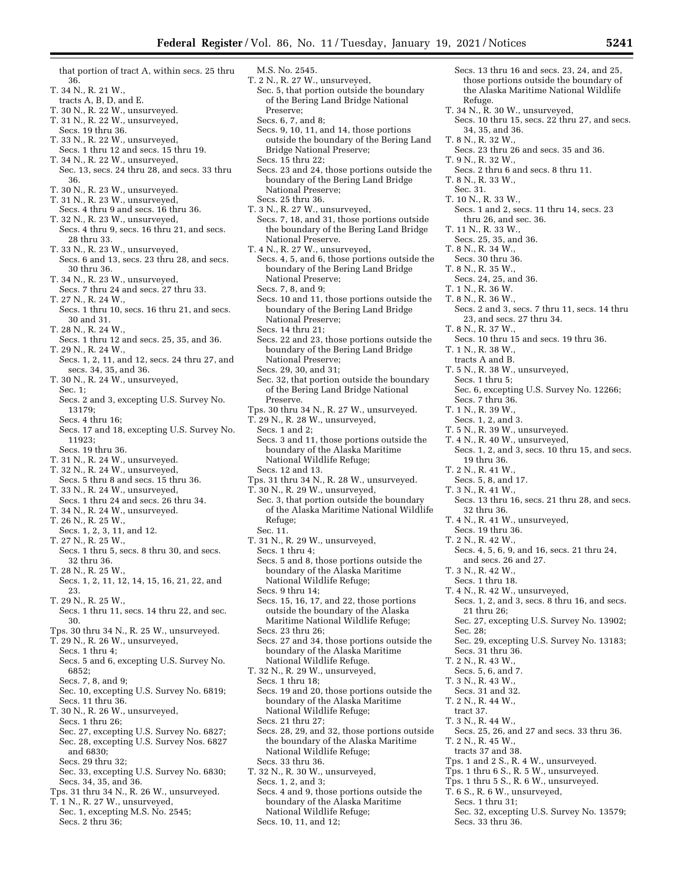that portion of tract A, within secs. 25 thru 36.

T. 34 N., R. 21 W.,
tracts A, B, D, and E.

T. 30 N., R. 22 W., unsurveyed.

T. 31 N., R. 22 W., unsurveyed,
Secs. 19 thru 36.

T. 33 N., R. 22 W., unsurveyed,
Secs. 1 thru 12 and secs. 15 thru 19.

T. 34 N., R. 22 W., unsurveyed,
Sec. 13, secs. 24 thru 28, and secs. 33 thru 36.

T. 30 N., R. 23 W., unsurveyed.

T. 31 N., R. 23 W., unsurveyed,
Secs. 4 thru 9 and secs. 16 thru 36.

T. 32 N., R. 23 W., unsurveyed,
Secs. 4 thru 9, secs. 16 thru 21, and secs. 28 thru 33.

T. 33 N., R. 23 W., unsurveyed,
Secs. 6 and 13, secs. 23 thru 28, and secs. 30 thru 36.

T. 34 N., R. 23 W., unsurveyed,
Secs. 7 thru 24 and secs. 27 thru 33.

T. 27 N., R. 24 W.,
Secs. 1 thru 10, secs. 16 thru 21, and secs. 30 and 31.

T. 28 N., R. 24 W.,
Secs. 1 thru 12 and secs. 25, 35, and 36.

T. 29 N., R. 24 W.,
Secs. 1, 2, 11, and 12, secs. 24 thru 27, and secs. 34, 35, and 36.

T. 30 N., R. 24 W., unsurveyed,
Sec. 1;
Secs. 2 and 3, excepting U.S. Survey No. 13179;
Secs. 4 thru 16;
Secs. 17 and 18, excepting U.S. Survey No. 11923;
Secs. 19 thru 36.

T. 31 N., R. 24 W., unsurveyed.

T. 32 N., R. 24 W., unsurveyed,
Secs. 5 thru 8 and secs. 15 thru 36.

T. 33 N., R. 24 W., unsurveyed,
Secs. 1 thru 24 and secs. 26 thru 34.

T. 34 N., R. 24 W., unsurveyed.

T. 26 N., R. 25 W.,
Secs. 1, 2, 3, 11, and 12.

T. 27 N., R. 25 W.,
Secs. 1 thru 5, secs. 8 thru 30, and secs. 32 thru 36.

T. 28 N., R. 25 W.,
Secs. 1, 2, 11, 12, 14, 15, 16, 21, 22, and 23.

T. 29 N., R. 25 W.,
Secs. 1 thru 11, secs. 14 thru 22, and sec. 30.

Tps. 30 thru 34 N., R. 25 W., unsurveyed.

T. 29 N., R. 26 W., unsurveyed,
Secs. 1 thru 4;
Secs. 5 and 6, excepting U.S. Survey No. 6852;
Secs. 7, 8, and 9;
Sec. 10, excepting U.S. Survey No. 6819;
Secs. 11 thru 36.

T. 30 N., R. 26 W., unsurveyed,
Secs. 1 thru 26;
Sec. 27, excepting U.S. Survey No. 6827;
Sec. 28, excepting U.S. Survey Nos. 6827 and 6830;
Secs. 29 thru 32;
Sec. 33, excepting U.S. Survey No. 6830;
Secs. 34, 35, and 36.

Tps. 31 thru 34 N., R. 26 W., unsurveyed.

T. 1 N., R. 27 W., unsurveyed,
Sec. 1, excepting M.S. No. 2545;
Secs. 2 thru 36;
M.S. No. 2545.

T. 2 N., R. 27 W., unsurveyed,
Sec. 5, that portion outside the boundary of the Bering Land Bridge National Preserve;
Secs. 6, 7, and 8;
Secs. 9, 10, 11, and 14, those portions outside the boundary of the Bering Land Bridge National Preserve;
Secs. 15 thru 22;
Secs. 23 and 24, those portions outside the boundary of the Bering Land Bridge National Preserve;
Secs. 25 thru 36.

T. 3 N., R. 27 W., unsurveyed,
Secs. 7, 18, and 31, those portions outside the boundary of the Bering Land Bridge National Preserve.

T. 4 N., R. 27 W., unsurveyed,
Secs. 4, 5, and 6, those portions outside the boundary of the Bering Land Bridge National Preserve;
Secs. 7, 8, and 9;
Secs. 10 and 11, those portions outside the boundary of the Bering Land Bridge National Preserve;
Secs. 14 thru 21;
Secs. 22 and 23, those portions outside the boundary of the Bering Land Bridge National Preserve;
Secs. 29, 30, and 31;
Sec. 32, that portion outside the boundary of the Bering Land Bridge National Preserve.

Tps. 30 thru 34 N., R. 27 W., unsurveyed.

T. 29 N., R. 28 W., unsurveyed,
Secs. 1 and 2;
Secs. 3 and 11, those portions outside the boundary of the Alaska Maritime National Wildlife Refuge;
Secs. 12 and 13.

Tps. 31 thru 34 N., R. 28 W., unsurveyed.

T. 30 N., R. 29 W., unsurveyed,
Sec. 3, that portion outside the boundary of the Alaska Maritime National Wildlife Refuge;
Sec. 11.

T. 31 N., R. 29 W., unsurveyed,
Secs. 1 thru 4;
Secs. 5 and 8, those portions outside the boundary of the Alaska Maritime National Wildlife Refuge;
Secs. 9 thru 14;
Secs. 15, 16, 17, and 22, those portions outside the boundary of the Alaska Maritime National Wildlife Refuge;
Secs. 23 thru 26;
Secs. 27 and 34, those portions outside the boundary of the Alaska Maritime National Wildlife Refuge.

T. 32 N., R. 29 W., unsurveyed,
Secs. 1 thru 18;
Secs. 19 and 20, those portions outside the boundary of the Alaska Maritime National Wildlife Refuge;
Secs. 21 thru 27;
Secs. 28, 29, and 32, those portions outside the boundary of the Alaska Maritime National Wildlife Refuge;
Secs. 33 thru 36.

T. 32 N., R. 30 W., unsurveyed,
Secs. 1, 2, and 3;
Secs. 4 and 9, those portions outside the boundary of the Alaska Maritime National Wildlife Refuge;
Secs. 10, 11, and 12;
Secs. 13 thru 16 and secs. 23, 24, and 25, those portions outside the boundary of the Alaska Maritime National Wildlife Refuge.

T. 34 N., R. 30 W., unsurveyed,
Secs. 10 thru 15, secs. 22 thru 27, and secs. 34, 35, and 36.

T. 8 N., R. 32 W.,
Secs. 23 thru 26 and secs. 35 and 36.

T. 9 N., R. 32 W.,
Secs. 2 thru 6 and secs. 8 thru 11.

T. 8 N., R. 33 W.,
Sec. 31.

T. 10 N., R. 33 W.,
Secs. 1 and 2, secs. 11 thru 14, secs. 23 thru 26, and sec. 36.

T. 11 N., R. 33 W.,
Secs. 25, 35, and 36.

T. 8 N., R. 34 W.,
Secs. 30 thru 36.

T. 8 N., R. 35 W.,
Secs. 24, 25, and 36.

T. 1 N., R. 36 W.

T. 8 N., R. 36 W.,
Secs. 2 and 3, secs. 7 thru 11, secs. 14 thru 23, and secs. 27 thru 34.

T. 8 N., R. 37 W.,
Secs. 10 thru 15 and secs. 19 thru 36.

T. 1 N., R. 38 W.,
tracts A and B.

T. 5 N., R. 38 W., unsurveyed,
Secs. 1 thru 5;
Sec. 6, excepting U.S. Survey No. 12266;
Secs. 7 thru 36.

T. 1 N., R. 39 W.,
Secs. 1, 2, and 3.

T. 5 N., R. 39 W., unsurveyed.

T. 4 N., R. 40 W., unsurveyed,
Secs. 1, 2, and 3, secs. 10 thru 15, and secs. 19 thru 36.

T. 2 N., R. 41 W.,
Secs. 5, 8, and 17.

T. 3 N., R. 41 W.,
Secs. 13 thru 16, secs. 21 thru 28, and secs. 32 thru 36.

T. 4 N., R. 41 W., unsurveyed,
Secs. 19 thru 36.

T. 2 N., R. 42 W.,
Secs. 4, 5, 6, 9, and 16, secs. 21 thru 24, and secs. 26 and 27.

T. 3 N., R. 42 W.,
Secs. 1 thru 18.

T. 4 N., R. 42 W., unsurveyed,
Secs. 1, 2, and 3, secs. 8 thru 16, and secs. 21 thru 26;
Sec. 27, excepting U.S. Survey No. 13902;
Sec. 28;
Sec. 29, excepting U.S. Survey No. 13183;
Secs. 31 thru 36.

T. 2 N., R. 43 W.,
Secs. 5, 6, and 7.

T. 3 N., R. 43 W.,
Secs. 31 and 32.

T. 2 N., R. 44 W.,
tract 37.

T. 3 N., R. 44 W.,
Secs. 25, 26, and 27 and secs. 33 thru 36.

T. 2 N., R. 45 W.,
tracts 37 and 38.

Tps. 1 and 2 S., R. 4 W., unsurveyed.

Tps. 1 thru 6 S., R. 5 W., unsurveyed.

Tps. 1 thru 5 S., R. 6 W., unsurveyed.

T. 6 S., R. 6 W., unsurveyed,
Secs. 1 thru 31;
Sec. 32, excepting U.S. Survey No. 13579;
Secs. 33 thru 36.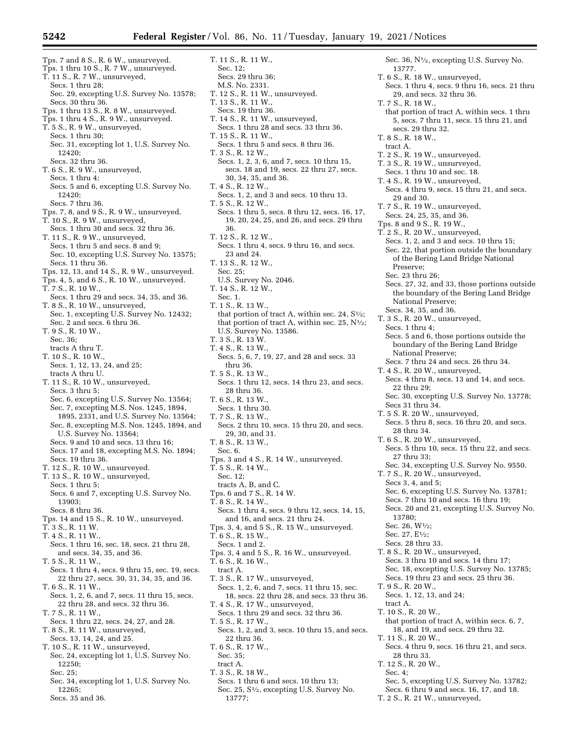Tps. 7 and 8 S., R. 6 W., unsurveyed.
Tps. 1 thru 10 S., R. 7 W., unsurveyed.
T. 11 S., R. 7 W., unsurveyed,
Secs. 1 thru 28;
Sec. 29, excepting U.S. Survey No. 13578;
Secs. 30 thru 36.
Tps. 1 thru 13 S., R. 8 W., unsurveyed.
Tps. 1 thru 4 S., R. 9 W., unsurveyed.
T. 5 S., R. 9 W., unsurveyed,
Secs. 1 thru 30;
Sec. 31, excepting lot 1, U.S. Survey No. 12420;
Secs. 32 thru 36.
T. 6 S., R. 9 W., unsurveyed,
Secs. 1 thru 4;
Secs. 5 and 6, excepting U.S. Survey No. 12420;
Secs. 7 thru 36.
Tps. 7, 8, and 9 S., R. 9 W., unsurveyed.
T. 10 S., R. 9 W., unsurveyed,
Secs. 1 thru 30 and secs. 32 thru 36.
T. 11 S., R. 9 W., unsurveyed,
Secs. 1 thru 5 and secs. 8 and 9;
Sec. 10, excepting U.S. Survey No. 13575;
Secs. 11 thru 36.
Tps. 12, 13, and 14 S., R. 9 W., unsurveyed.
Tps. 4, 5, and 6 S., R. 10 W., unsurveyed.
T. 7 S., R. 10 W.,
Secs. 1 thru 29 and secs. 34, 35, and 36.
T. 8 S., R. 10 W., unsurveyed,
Sec. 1, excepting U.S. Survey No. 12432;
Sec. 2 and secs. 6 thru 36.
T. 9 S., R. 10 W.,
Sec. 36;
tracts A thru T.
T. 10 S., R. 10 W.,
Secs. 1, 12, 13, 24, and 25;
tracts A thru U.
T. 11 S., R. 10 W., unsurveyed,
Secs. 3 thru 5;
Sec. 6, excepting U.S. Survey No. 13564;
Sec. 7, excepting M.S. Nos. 1245, 1894, 1895, 2331, and U.S. Survey No. 13564;
Sec. 8, excepting M.S. Nos. 1245, 1894, and U.S. Survey No. 13564;
Secs. 9 and 10 and secs. 13 thru 16;
Secs. 17 and 18, excepting M.S. No. 1894;
Secs. 19 thru 36.
T. 12 S., R. 10 W., unsurveyed.
T. 13 S., R. 10 W., unsurveyed,
Secs. 1 thru 5;
Secs. 6 and 7, excepting U.S. Survey No. 13903;
Secs. 8 thru 36.
Tps. 14 and 15 S., R. 10 W., unsurveyed.
T. 3 S., R. 11 W.
T. 4 S., R. 11 W.,
Secs. 1 thru 16, sec. 18, secs. 21 thru 28, and secs. 34, 35, and 36.
T. 5 S., R. 11 W.,
Secs. 1 thru 4, secs. 9 thru 15, sec. 19, secs. 22 thru 27, secs. 30, 31, 34, 35, and 36.
T. 6 S., R. 11 W.,
Secs. 1, 2, 6, and 7, secs. 11 thru 15, secs. 22 thru 28, and secs. 32 thru 36.
T. 7 S., R. 11 W.,
Secs. 1 thru 22, secs. 24, 27, and 28.
T. 8 S., R. 11 W., unsurveyed,
Secs. 13, 14, 24, and 25.
T. 10 S., R. 11 W., unsurveyed,
Sec. 24, excepting lot 1, U.S. Survey No. 12250;
Sec. 25;
Sec. 34, excepting lot 1, U.S. Survey No. 12265;
Secs. 35 and 36.
T. 11 S., R. 11 W.,
Sec. 12;
Secs. 29 thru 36;
M.S. No. 2331.
T. 12 S., R. 11 W., unsurveyed.
T. 13 S., R. 11 W.,
Secs. 19 thru 36.
T. 14 S., R. 11 W., unsurveyed,
Secs. 1 thru 28 and secs. 33 thru 36.
T. 15 S., R. 11 W.,
Secs. 1 thru 5 and secs. 8 thru 36.
T. 3 S., R. 12 W.,
Secs. 1, 2, 3, 6, and 7, secs. 10 thru 15, secs. 18 and 19, secs. 22 thru 27, secs. 30, 34, 35, and 36.
T. 4 S., R. 12 W.,
Secs. 1, 2, and 3 and secs. 10 thru 13.
T. 5 S., R. 12 W.,
Secs. 1 thru 5, secs. 8 thru 12, secs. 16, 17, 19, 20, 24, 25, and 26, and secs. 29 thru 36.
T. 12 S., R. 12 W.,
Secs. 1 thru 4, secs. 9 thru 16, and secs. 23 and 24.
T. 13 S., R. 12 W.,
Sec. 25;
U.S. Survey No. 2046.
T. 14 S., R. 12 W.,
Sec. 1.
T. 1 S., R. 13 W.,
that portion of tract A, within sec. 24, S½;
that portion of tract A, within sec. 25, N½;
U.S. Survey No. 13586.
T. 3 S., R. 13 W.
T. 4 S., R. 13 W.,
Secs. 5, 6, 7, 19, 27, and 28 and secs. 33 thru 36.
T. 5 S., R. 13 W.,
Secs. 1 thru 12, secs. 14 thru 23, and secs. 28 thru 36.
T. 6 S., R. 13 W.,
Secs. 1 thru 30.
T. 7 S., R. 13 W.,
Secs. 2 thru 10, secs. 15 thru 20, and secs. 29, 30, and 31.
T. 8 S., R. 13 W.,
Sec. 6.
Tps. 3 and 4 S., R. 14 W., unsurveyed.
T. 5 S., R. 14 W.,
Sec. 12;
tracts A, B, and C.
Tps. 6 and 7 S., R. 14 W.
T. 8 S., R. 14 W.,
Secs. 1 thru 4, secs. 9 thru 12, secs. 14, 15, and 16, and secs. 21 thru 24.
Tps. 3, 4, and 5 S., R. 15 W., unsurveyed.
T. 6 S., R. 15 W.,
Secs. 1 and 2.
Tps. 3, 4 and 5 S., R. 16 W., unsurveyed.
T. 6 S., R. 16 W.,
tract A.
T. 3 S., R. 17 W., unsurveyed,
Secs. 1, 2, 6, and 7, secs. 11 thru 15, sec. 18, secs. 22 thru 28, and secs. 33 thru 36.
T. 4 S., R. 17 W., unsurveyed,
Secs. 1 thru 29 and secs. 32 thru 36.
T. 5 S., R. 17 W.,
Secs. 1, 2, and 3, secs. 10 thru 15, and secs. 22 thru 36.
T. 6 S., R. 17 W.,
Sec. 35;
tract A.
T. 3 S., R. 18 W.,
Secs. 1 thru 6 and secs. 10 thru 13;
Sec. 25, S½, excepting U.S. Survey No. 13777;
Sec. 36, N½, excepting U.S. Survey No. 13777.
T. 6 S., R. 18 W., unsurveyed,
Secs. 1 thru 4, secs. 9 thru 16, secs. 21 thru 29, and secs. 32 thru 36.
T. 7 S., R. 18 W.,
that portion of tract A, within secs. 1 thru 5, secs. 7 thru 11, secs. 15 thru 21, and secs. 29 thru 32.
T. 8 S., R. 18 W.,
tract A.
T. 2 S., R. 19 W., unsurveyed.
T. 3 S., R. 19 W., unsurveyed,
Secs. 1 thru 10 and sec. 18.
T. 4 S., R. 19 W., unsurveyed,
Secs. 4 thru 9, secs. 15 thru 21, and secs. 29 and 30.
T. 7 S., R. 19 W., unsurveyed,
Secs. 24, 25, 35, and 36.
Tps. 8 and 9 S., R. 19 W.,
T. 2 S., R. 20 W., unsurveyed,
Secs. 1, 2, and 3 and secs. 10 thru 15;
Sec. 22, that portion outside the boundary of the Bering Land Bridge National Preserve;
Sec. 23 thru 26;
Secs. 27, 32, and 33, those portions outside the boundary of the Bering Land Bridge National Preserve;
Secs. 34, 35, and 36.
T. 3 S., R. 20 W., unsurveyed,
Secs. 1 thru 4;
Secs. 5 and 6, those portions outside the boundary of the Bering Land Bridge National Preserve;
Secs. 7 thru 24 and secs. 26 thru 34.
T. 4 S., R. 20 W., unsurveyed,
Secs. 4 thru 8, secs. 13 and 14, and secs. 22 thru 29;
Sec. 30, excepting U.S. Survey No. 13778;
Secs 31 thru 34.
T. 5 S. R. 20 W., unsurveyed,
Secs. 5 thru 8, secs. 16 thru 20, and secs. 28 thru 34.
T. 6 S., R. 20 W., unsurveyed,
Secs. 5 thru 10, secs. 15 thru 22, and secs. 27 thru 33;
Sec. 34, excepting U.S. Survey No. 9550.
T. 7 S., R. 20 W., unsurveyed,
Secs 3, 4, and 5;
Sec. 6, excepting U.S. Survey No. 13781;
Secs. 7 thru 10 and secs. 16 thru 19;
Secs. 20 and 21, excepting U.S. Survey No. 13780;
Sec. 26, W½;
Sec. 27, E½;
Secs. 28 thru 33.
T. 8 S., R. 20 W., unsurveyed,
Secs. 3 thru 10 and secs. 14 thru 17;
Sec. 18, excepting U.S. Survey No. 13785;
Secs. 19 thru 23 and secs. 25 thru 36.
T. 9 S., R. 20 W.,
Secs. 1, 12, 13, and 24;
tract A.
T. 10 S., R. 20 W.,
that portion of tract A, within secs. 6, 7, 18, and 19, and secs. 29 thru 32.
T. 11 S., R. 20 W.,
Secs. 4 thru 9, secs. 16 thru 21, and secs. 28 thru 33.
T. 12 S., R. 20 W.,
Sec. 4;
Sec. 5, excepting U.S. Survey No. 13782;
Secs. 6 thru 9 and secs. 16, 17, and 18.
T. 2 S., R. 21 W., unsurveyed,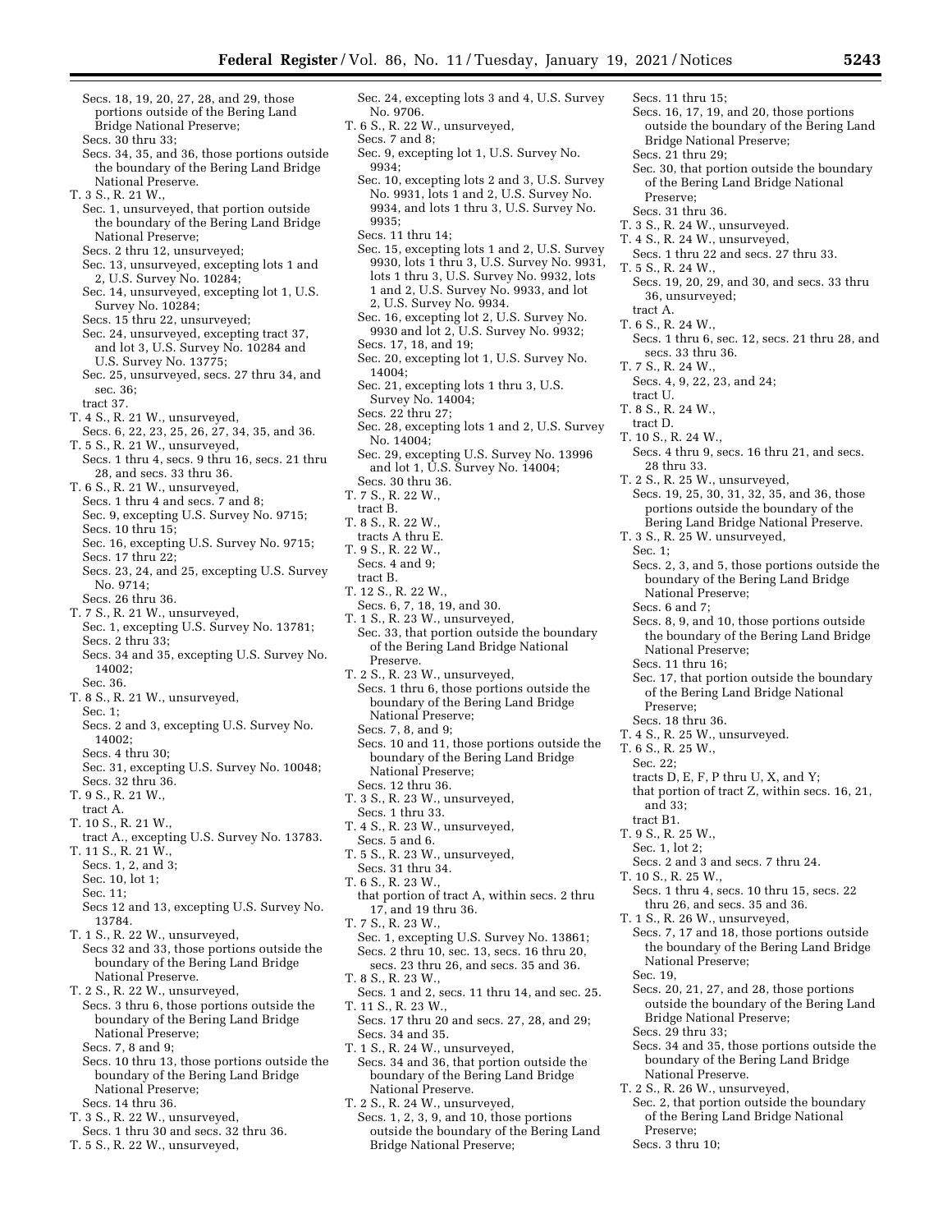Secs. 18, 19, 20, 27, 28, and 29, those portions outside of the Bering Land Bridge National Preserve;
Secs. 30 thru 33;
Secs. 34, 35, and 36, those portions outside the boundary of the Bering Land Bridge National Preserve.

T. 3 S., R. 21 W.,
Sec. 1, unsurveyed, that portion outside the boundary of the Bering Land Bridge National Preserve;
Secs. 2 thru 12, unsurveyed;
Sec. 13, unsurveyed, excepting lots 1 and 2, U.S. Survey No. 10284;
Sec. 14, unsurveyed, excepting lot 1, U.S. Survey No. 10284;
Secs. 15 thru 22, unsurveyed;
Sec. 24, unsurveyed, excepting tract 37, and lot 3, U.S. Survey No. 10284 and U.S. Survey No. 13775;
Sec. 25, unsurveyed, secs. 27 thru 34, and sec. 36;
tract 37.

T. 4 S., R. 21 W., unsurveyed,
Secs. 6, 22, 23, 25, 26, 27, 34, 35, and 36.

T. 5 S., R. 21 W., unsurveyed,
Secs. 1 thru 4, secs. 9 thru 16, secs. 21 thru 28, and secs. 33 thru 36.

T. 6 S., R. 21 W., unsurveyed,
Secs. 1 thru 4 and secs. 7 and 8;
Sec. 9, excepting U.S. Survey No. 9715;
Secs. 10 thru 15;
Sec. 16, excepting U.S. Survey No. 9715;
Secs. 17 thru 22;
Secs. 23, 24, and 25, excepting U.S. Survey No. 9714;
Secs. 26 thru 36.

T. 7 S., R. 21 W., unsurveyed,
Sec. 1, excepting U.S. Survey No. 13781;
Secs. 2 thru 33;
Secs. 34 and 35, excepting U.S. Survey No. 14002;
Sec. 36.

T. 8 S., R. 21 W., unsurveyed,
Sec. 1;
Secs. 2 and 3, excepting U.S. Survey No. 14002;
Secs. 4 thru 30;
Sec. 31, excepting U.S. Survey No. 10048;
Secs. 32 thru 36.

T. 9 S., R. 21 W.,
tract A.

T. 10 S., R. 21 W.,
tract A., excepting U.S. Survey No. 13783.

T. 11 S., R. 21 W.,
Secs. 1, 2, and 3;
Sec. 10, lot 1;
Sec. 11;
Secs 12 and 13, excepting U.S. Survey No. 13784.

T. 1 S., R. 22 W., unsurveyed,
Secs 32 and 33, those portions outside the boundary of the Bering Land Bridge National Preserve.

T. 2 S., R. 22 W., unsurveyed,
Secs. 3 thru 6, those portions outside the boundary of the Bering Land Bridge National Preserve;
Secs. 7, 8 and 9;
Secs. 10 thru 13, those portions outside the boundary of the Bering Land Bridge National Preserve;
Secs. 14 thru 36.

T. 3 S., R. 22 W., unsurveyed,
Secs. 1 thru 30 and secs. 32 thru 36.

T. 5 S., R. 22 W., unsurveyed,
Sec. 24, excepting lots 3 and 4, U.S. Survey No. 9706.

T. 6 S., R. 22 W., unsurveyed,
Secs. 7 and 8;
Sec. 9, excepting lot 1, U.S. Survey No. 9934;
Sec. 10, excepting lots 2 and 3, U.S. Survey No. 9931, lots 1 and 2, U.S. Survey No. 9934, and lots 1 thru 3, U.S. Survey No. 9935;
Secs. 11 thru 14;
Sec. 15, excepting lots 1 and 2, U.S. Survey 9930, lots 1 thru 3, U.S. Survey No. 9931, lots 1 thru 3, U.S. Survey No. 9932, lots 1 and 2, U.S. Survey No. 9933, and lot 2, U.S. Survey No. 9934.
Sec. 16, excepting lot 2, U.S. Survey No. 9930 and lot 2, U.S. Survey No. 9932;
Secs. 17, 18, and 19;
Sec. 20, excepting lot 1, U.S. Survey No. 14004;
Sec. 21, excepting lots 1 thru 3, U.S. Survey No. 14004;
Secs. 22 thru 27;
Sec. 28, excepting lots 1 and 2, U.S. Survey No. 14004;
Sec. 29, excepting U.S. Survey No. 13996 and lot 1, U.S. Survey No. 14004;
Secs. 30 thru 36.

T. 7 S., R. 22 W.,
tract B.

T. 8 S., R. 22 W.,
tracts A thru E.

T. 9 S., R. 22 W.,
Secs. 4 and 9;
tract B.

T. 12 S., R. 22 W.,
Secs. 6, 7, 18, 19, and 30.

T. 1 S., R. 23 W., unsurveyed,
Sec. 33, that portion outside the boundary of the Bering Land Bridge National Preserve.

T. 2 S., R. 23 W., unsurveyed,
Secs. 1 thru 6, those portions outside the boundary of the Bering Land Bridge National Preserve;
Secs. 7, 8, and 9;
Secs. 10 and 11, those portions outside the boundary of the Bering Land Bridge National Preserve;
Secs. 12 thru 36.

T. 3 S., R. 23 W., unsurveyed,
Secs. 1 thru 33.

T. 4 S., R. 23 W., unsurveyed,
Secs. 5 and 6.

T. 5 S., R. 23 W., unsurveyed,
Secs. 31 thru 34.

T. 6 S., R. 23 W.,
that portion of tract A, within secs. 2 thru 17, and 19 thru 36.

T. 7 S., R. 23 W.,
Sec. 1, excepting U.S. Survey No. 13861;
Secs. 2 thru 10, sec. 13, secs. 16 thru 20, secs. 23 thru 26, and secs. 35 and 36.

T. 8 S., R. 23 W.,
Secs. 1 and 2, secs. 11 thru 14, and sec. 25.

T. 11 S., R. 23 W.,
Secs. 17 thru 20 and secs. 27, 28, and 29;
Secs. 34 and 35.

T. 1 S., R. 24 W., unsurveyed,
Secs. 34 and 36, that portion outside the boundary of the Bering Land Bridge National Preserve.

T. 2 S., R. 24 W., unsurveyed,
Secs. 1, 2, 3, 9, and 10, those portions outside the boundary of the Bering Land Bridge National Preserve;
Secs. 11 thru 15;
Secs. 16, 17, 19, and 20, those portions outside the boundary of the Bering Land Bridge National Preserve;
Secs. 21 thru 29;
Sec. 30, that portion outside the boundary of the Bering Land Bridge National Preserve;
Secs. 31 thru 36.

T. 3 S., R. 24 W., unsurveyed.

T. 4 S., R. 24 W., unsurveyed,
Secs. 1 thru 22 and secs. 27 thru 33.

T. 5 S., R. 24 W.,
Secs. 19, 20, 29, and 30, and secs. 33 thru 36, unsurveyed;
tract A.

T. 6 S., R. 24 W.,
Secs. 1 thru 6, sec. 12, secs. 21 thru 28, and secs. 33 thru 36.

T. 7 S., R. 24 W.,
Secs. 4, 9, 22, 23, and 24;
tract U.

T. 8 S., R. 24 W.,
tract D.

T. 10 S., R. 24 W.,
Secs. 4 thru 9, secs. 16 thru 21, and secs. 28 thru 33.

T. 2 S., R. 25 W., unsurveyed,
Secs. 19, 25, 30, 31, 32, 35, and 36, those portions outside the boundary of the Bering Land Bridge National Preserve.

T. 3 S., R. 25 W. unsurveyed,
Sec. 1;
Secs. 2, 3, and 5, those portions outside the boundary of the Bering Land Bridge National Preserve;
Secs. 6 and 7;
Secs. 8, 9, and 10, those portions outside the boundary of the Bering Land Bridge National Preserve;
Secs. 11 thru 16;
Sec. 17, that portion outside the boundary of the Bering Land Bridge National Preserve;
Secs. 18 thru 36.

T. 4 S., R. 25 W., unsurveyed.

T. 6 S., R. 25 W.,
Sec. 22;
tracts D, E, F, P thru U, X, and Y;
that portion of tract Z, within secs. 16, 21, and 33;
tract B1.

T. 9 S., R. 25 W.,
Sec. 1, lot 2;
Secs. 2 and 3 and secs. 7 thru 24.

T. 10 S., R. 25 W.,
Secs. 1 thru 4, secs. 10 thru 15, secs. 22 thru 26, and secs. 35 and 36.

T. 1 S., R. 26 W., unsurveyed,
Secs. 7, 17 and 18, those portions outside the boundary of the Bering Land Bridge National Preserve;
Sec. 19,
Secs. 20, 21, 27, and 28, those portions outside the boundary of the Bering Land Bridge National Preserve;
Secs. 29 thru 33;
Secs. 34 and 35, those portions outside the boundary of the Bering Land Bridge National Preserve.

T. 2 S., R. 26 W., unsurveyed,
Sec. 2, that portion outside the boundary of the Bering Land Bridge National Preserve;
Secs. 3 thru 10;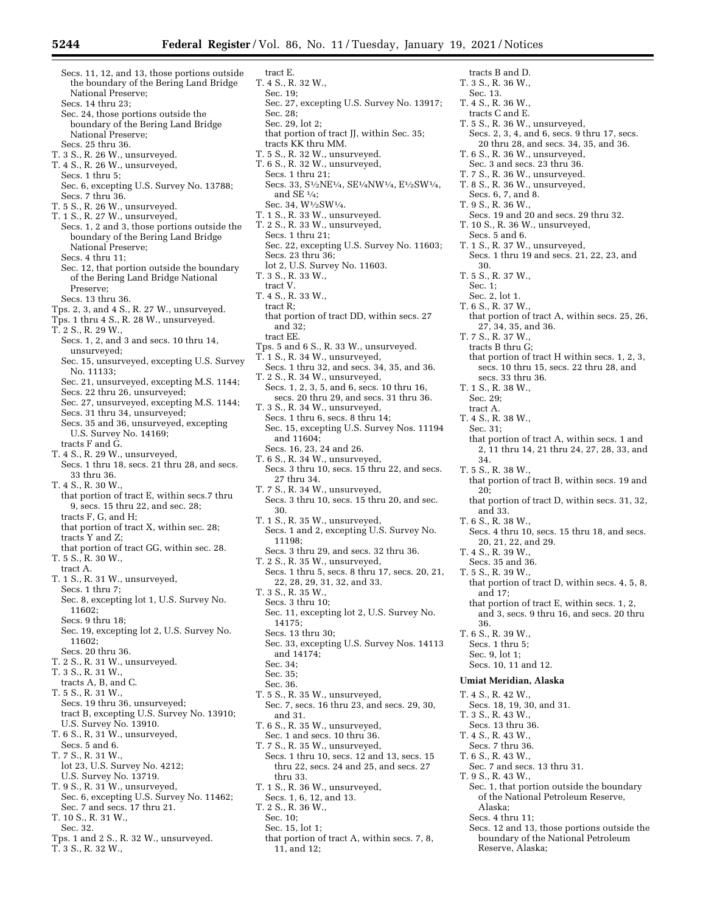Secs. 11, 12, and 13, those portions outside the boundary of the Bering Land Bridge National Preserve;
Secs. 14 thru 23;
Sec. 24, those portions outside the boundary of the Bering Land Bridge National Preserve;
Secs. 25 thru 36.
T. 3 S., R. 26 W., unsurveyed.
T. 4 S., R. 26 W., unsurveyed,
Secs. 1 thru 5;
Sec. 6, excepting U.S. Survey No. 13788;
Secs. 7 thru 36.
T. 5 S., R. 26 W., unsurveyed.
T. 1 S., R. 27 W., unsurveyed,
Secs. 1, 2 and 3, those portions outside the boundary of the Bering Land Bridge National Preserve;
Secs. 4 thru 11;
Sec. 12, that portion outside the boundary of the Bering Land Bridge National Preserve;
Secs. 13 thru 36.
Tps. 2, 3, and 4 S., R. 27 W., unsurveyed.
Tps. 1 thru 4 S., R. 28 W., unsurveyed.
T. 2 S., R. 29 W.,
Secs. 1, 2, and 3 and secs. 10 thru 14, unsurveyed;
Sec. 15, unsurveyed, excepting U.S. Survey No. 11133;
Sec. 21, unsurveyed, excepting M.S. 1144;
Secs. 22 thru 26, unsurveyed;
Sec. 27, unsurveyed, excepting M.S. 1144;
Secs. 31 thru 34, unsurveyed;
Secs. 35 and 36, unsurveyed, excepting U.S. Survey No. 14169;
tracts F and G.
T. 4 S., R. 29 W., unsurveyed,
Secs. 1 thru 18, secs. 21 thru 28, and secs. 33 thru 36.
T. 4 S., R. 30 W.,
that portion of tract E, within secs.7 thru 9, secs. 15 thru 22, and sec. 28;
tracts F, G, and H;
that portion of tract X, within sec. 28;
tracts Y and Z;
that portion of tract GG, within sec. 28.
T. 5 S., R. 30 W.,
tract A.
T. 1 S., R. 31 W., unsurveyed,
Secs. 1 thru 7;
Sec. 8, excepting lot 1, U.S. Survey No. 11602;
Secs. 9 thru 18;
Sec. 19, excepting lot 2, U.S. Survey No. 11602;
Secs. 20 thru 36.
T. 2 S., R. 31 W., unsurveyed.
T. 3 S., R. 31 W.,
tracts A, B, and C.
T. 5 S., R. 31 W.,
Secs. 19 thru 36, unsurveyed;
tract B, excepting U.S. Survey No. 13910;
U.S. Survey No. 13910.
T. 6 S., R. 31 W., unsurveyed,
Secs. 5 and 6.
T. 7 S., R. 31 W.,
lot 23, U.S. Survey No. 4212;
U.S. Survey No. 13719.
T. 9 S., R. 31 W., unsurveyed,
Sec. 6, excepting U.S. Survey No. 11462;
Sec. 7 and secs. 17 thru 21.
T. 10 S., R. 31 W.,
Sec. 32.
Tps. 1 and 2 S., R. 32 W., unsurveyed.
T. 3 S., R. 32 W.,
tract E.
T. 4 S., R. 32 W.,
Sec. 19;
Sec. 27, excepting U.S. Survey No. 13917;
Sec. 28;
Sec. 29, lot 2;
that portion of tract JJ, within Sec. 35;
tracts KK thru MM.
T. 5 S., R. 32 W., unsurveyed.
T. 6 S., R. 32 W., unsurveyed,
Secs. 1 thru 21;
Secs. 33, S½NE¼, SE¼NW¼, E½SW¼, and SE ¼;
Sec. 34, W½SW¼.
T. 1 S., R. 33 W., unsurveyed.
T. 2 S., R. 33 W., unsurveyed,
Secs. 1 thru 21;
Sec. 22, excepting U.S. Survey No. 11603;
Secs. 23 thru 36;
lot 2, U.S. Survey No. 11603.
T. 3 S., R. 33 W.,
tract V.
T. 4 S., R. 33 W.,
tract R;
that portion of tract DD, within secs. 27 and 32;
tract EE.
Tps. 5 and 6 S., R. 33 W., unsurveyed.
T. 1 S., R. 34 W., unsurveyed,
Secs. 1 thru 32, and secs. 34, 35, and 36.
T. 2 S., R. 34 W., unsurveyed,
Secs. 1, 2, 3, 5, and 6, secs. 10 thru 16, secs. 20 thru 29, and secs. 31 thru 36.
T. 3 S., R. 34 W., unsurveyed,
Secs. 1 thru 6, secs. 8 thru 14;
Sec. 15, excepting U.S. Survey Nos. 11194 and 11604;
Secs. 16, 23, 24 and 26.
T. 6 S., R. 34 W., unsurveyed,
Secs. 3 thru 10, secs. 15 thru 22, and secs. 27 thru 34.
T. 7 S., R. 34 W., unsurveyed,
Secs. 3 thru 10, secs. 15 thru 20, and sec. 30.
T. 1 S., R. 35 W., unsurveyed,
Secs. 1 and 2, excepting U.S. Survey No. 11198;
Secs. 3 thru 29, and secs. 32 thru 36.
T. 2 S., R. 35 W., unsurveyed,
Secs. 1 thru 5, secs. 8 thru 17, secs. 20, 21, 22, 28, 29, 31, 32, and 33.
T. 3 S., R. 35 W.,
Secs. 3 thru 10;
Sec. 11, excepting lot 2, U.S. Survey No. 14175;
Secs. 13 thru 30;
Sec. 33, excepting U.S. Survey Nos. 14113 and 14174;
Sec. 34;
Sec. 35;
Sec. 36.
T. 5 S., R. 35 W., unsurveyed,
Sec. 7, secs. 16 thru 23, and secs. 29, 30, and 31.
T. 6 S., R. 35 W., unsurveyed,
Sec. 1 and secs. 10 thru 36.
T. 7 S., R. 35 W., unsurveyed,
Secs. 1 thru 10, secs. 12 and 13, secs. 15 thru 22, secs. 24 and 25, and secs. 27 thru 33.
T. 1 S., R. 36 W., unsurveyed,
Secs. 1, 6, 12, and 13.
T. 2 S., R. 36 W.,
Sec. 10;
Sec. 15, lot 1;
that portion of tract A, within secs. 7, 8, 11, and 12;
tracts B and D.
T. 3 S., R. 36 W.,
Sec. 13.
T. 4 S., R. 36 W.,
tracts C and E.
T. 5 S., R. 36 W., unsurveyed,
Secs. 2, 3, 4, and 6, secs. 9 thru 17, secs. 20 thru 28, and secs. 34, 35, and 36.
T. 6 S., R. 36 W., unsurveyed,
Sec. 3 and secs. 23 thru 36.
T. 7 S., R. 36 W., unsurveyed.
T. 8 S., R. 36 W., unsurveyed,
Secs. 6, 7, and 8.
T. 9 S., R. 36 W.,
Secs. 19 and 20 and secs. 29 thru 32.
T. 10 S., R. 36 W., unsurveyed,
Secs. 5 and 6.
T. 1 S., R. 37 W., unsurveyed,
Secs. 1 thru 19 and secs. 21, 22, 23, and 30.
T. 5 S., R. 37 W.,
Sec. 1;
Sec. 2, lot 1.
T. 6 S., R. 37 W.,
that portion of tract A, within secs. 25, 26, 27, 34, 35, and 36.
T. 7 S., R. 37 W.,
tracts B thru G;
that portion of tract H within secs. 1, 2, 3, secs. 10 thru 15, secs. 22 thru 28, and secs. 33 thru 36.
T. 1 S., R. 38 W.,
Sec. 29;
tract A.
T. 4 S., R. 38 W.,
Sec. 31;
that portion of tract A, within secs. 1 and 2, 11 thru 14, 21 thru 24, 27, 28, 33, and 34.
T. 5 S., R. 38 W.,
that portion of tract B, within secs. 19 and 20;
that portion of tract D, within secs. 31, 32, and 33.
T. 6 S., R. 38 W.,
Secs. 4 thru 10, secs. 15 thru 18, and secs. 20, 21, 22, and 29.
T. 4 S., R. 39 W.,
Secs. 35 and 36.
T. 5 S., R. 39 W.,
that portion of tract D, within secs. 4, 5, 8, and 17;
that portion of tract E, within secs. 1, 2, and 3, secs. 9 thru 16, and secs. 20 thru 36.
T. 6 S., R. 39 W.,
Secs. 1 thru 5;
Sec. 9, lot 1;
Secs. 10, 11 and 12.

**Umiat Meridian, Alaska**

T. 4 S., R. 42 W.,
Secs. 18, 19, 30, and 31.
T. 3 S., R. 43 W.,
Secs. 13 thru 36.
T. 4 S., R. 43 W.,
Secs. 7 thru 36.
T. 6 S., R. 43 W.,
Sec. 7 and secs. 13 thru 31.
T. 9 S., R. 43 W.,
Sec. 1, that portion outside the boundary of the National Petroleum Reserve, Alaska;
Secs. 4 thru 11;
Secs. 12 and 13, those portions outside the boundary of the National Petroleum Reserve, Alaska;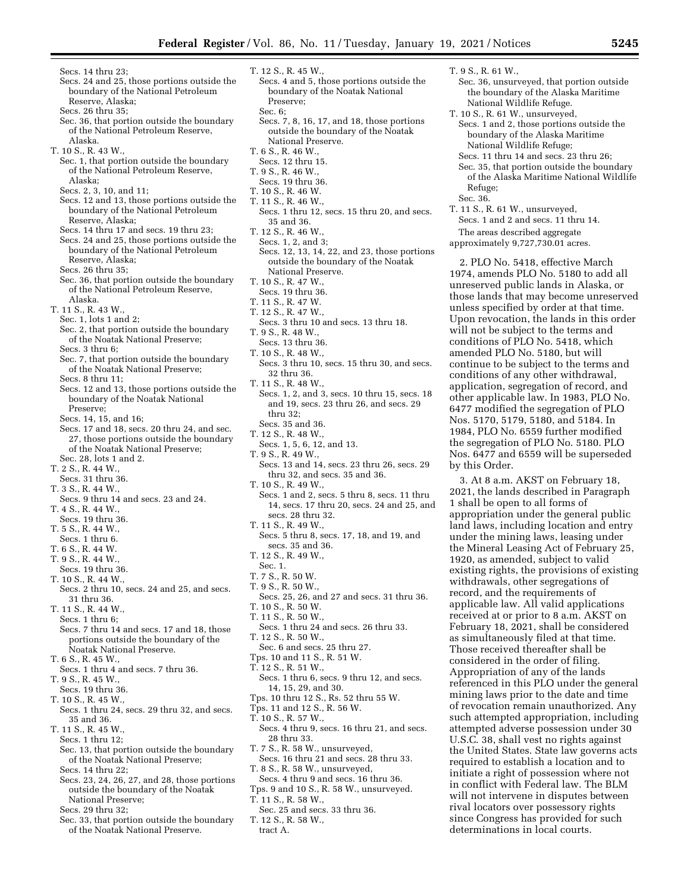Secs. 14 thru 23;
Secs. 24 and 25, those portions outside the boundary of the National Petroleum Reserve, Alaska;
Secs. 26 thru 35;
Sec. 36, that portion outside the boundary of the National Petroleum Reserve, Alaska.

T. 10 S., R. 43 W.,
Sec. 1, that portion outside the boundary of the National Petroleum Reserve, Alaska;
Secs. 2, 3, 10, and 11;
Secs. 12 and 13, those portions outside the boundary of the National Petroleum Reserve, Alaska;
Secs. 14 thru 17 and secs. 19 thru 23;
Secs. 24 and 25, those portions outside the boundary of the National Petroleum Reserve, Alaska;
Secs. 26 thru 35;
Sec. 36, that portion outside the boundary of the National Petroleum Reserve, Alaska.

T. 11 S., R. 43 W.,
Sec. 1, lots 1 and 2;
Sec. 2, that portion outside the boundary of the Noatak National Preserve;
Secs. 3 thru 6;
Sec. 7, that portion outside the boundary of the Noatak National Preserve;
Secs. 8 thru 11;
Secs. 12 and 13, those portions outside the boundary of the Noatak National Preserve;
Secs. 14, 15, and 16;
Secs. 17 and 18, secs. 20 thru 24, and sec. 27, those portions outside the boundary of the Noatak National Preserve;
Sec. 28, lots 1 and 2.

T. 2 S., R. 44 W.,
Secs. 31 thru 36.

T. 3 S., R. 44 W.,
Secs. 9 thru 14 and secs. 23 and 24.

T. 4 S., R. 44 W.,
Secs. 19 thru 36.

T. 5 S., R. 44 W.,
Secs. 1 thru 6.

T. 6 S., R. 44 W.

T. 9 S., R. 44 W.,
Secs. 19 thru 36.

T. 10 S., R. 44 W.,
Secs. 2 thru 10, secs. 24 and 25, and secs. 31 thru 36.

T. 11 S., R. 44 W.,
Secs. 1 thru 6;
Secs. 7 thru 14 and secs. 17 and 18, those portions outside the boundary of the Noatak National Preserve.

T. 6 S., R. 45 W.,
Secs. 1 thru 4 and secs. 7 thru 36.

T. 9 S., R. 45 W.,
Secs. 19 thru 36.

T. 10 S., R. 45 W.,
Secs. 1 thru 24, secs. 29 thru 32, and secs. 35 and 36.

T. 11 S., R. 45 W.,
Secs. 1 thru 12;
Sec. 13, that portion outside the boundary of the Noatak National Preserve;
Secs. 14 thru 22;
Secs. 23, 24, 26, 27, and 28, those portions outside the boundary of the Noatak National Preserve;
Secs. 29 thru 32;
Sec. 33, that portion outside the boundary of the Noatak National Preserve.

T. 12 S., R. 45 W.,
Secs. 4 and 5, those portions outside the boundary of the Noatak National Preserve;
Sec. 6;
Secs. 7, 8, 16, 17, and 18, those portions outside the boundary of the Noatak National Preserve.

T. 6 S., R. 46 W.,
Secs. 12 thru 15.

T. 9 S., R. 46 W.,
Secs. 19 thru 36.

T. 10 S., R. 46 W.

T. 11 S., R. 46 W.,
Secs. 1 thru 12, secs. 15 thru 20, and secs. 35 and 36.

T. 12 S., R. 46 W.,
Secs. 1, 2, and 3;
Secs. 12, 13, 14, 22, and 23, those portions outside the boundary of the Noatak National Preserve.

T. 10 S., R. 47 W.,
Secs. 19 thru 36.

T. 11 S., R. 47 W.

T. 12 S., R. 47 W.,
Secs. 3 thru 10 and secs. 13 thru 18.

T. 9 S., R. 48 W.,
Secs. 13 thru 36.

T. 10 S., R. 48 W.,
Secs. 3 thru 10, secs. 15 thru 30, and secs. 32 thru 36.

T. 11 S., R. 48 W.,
Secs. 1, 2, and 3, secs. 10 thru 15, secs. 18 and 19, secs. 23 thru 26, and secs. 29 thru 32;
Secs. 35 and 36.

T. 12 S., R. 48 W.,
Secs. 1, 5, 6, 12, and 13.

T. 9 S., R. 49 W.,
Secs. 13 and 14, secs. 23 thru 26, secs. 29 thru 32, and secs. 35 and 36.

T. 10 S., R. 49 W.,
Secs. 1 and 2, secs. 5 thru 8, secs. 11 thru 14, secs. 17 thru 20, secs. 24 and 25, and secs. 28 thru 32.

T. 11 S., R. 49 W.,
Secs. 5 thru 8, secs. 17, 18, and 19, and secs. 35 and 36.

T. 12 S., R. 49 W.,
Sec. 1.

T. 7 S., R. 50 W.

T. 9 S., R. 50 W.,
Secs. 25, 26, and 27 and secs. 31 thru 36.

T. 10 S., R. 50 W.

T. 11 S., R. 50 W.,
Secs. 1 thru 24 and secs. 26 thru 33.

T. 12 S., R. 50 W.,
Sec. 6 and secs. 25 thru 27.

Tps. 10 and 11 S., R. 51 W.

T. 12 S., R. 51 W.,
Secs. 1 thru 6, secs. 9 thru 12, and secs. 14, 15, 29, and 30.

Tps. 10 thru 12 S., Rs. 52 thru 55 W.

Tps. 11 and 12 S., R. 56 W.

T. 10 S., R. 57 W.,
Secs. 4 thru 9, secs. 16 thru 21, and secs. 28 thru 33.

T. 7 S., R. 58 W., unsurveyed,
Secs. 16 thru 21 and secs. 28 thru 33.

T. 8 S., R. 58 W., unsurveyed,
Secs. 4 thru 9 and secs. 16 thru 36.

Tps. 9 and 10 S., R. 58 W., unsurveyed.

T. 11 S., R. 58 W.,
Sec. 25 and secs. 33 thru 36.

T. 12 S., R. 58 W.,
tract A.

T. 9 S., R. 61 W.,
Sec. 36, unsurveyed, that portion outside the boundary of the Alaska Maritime National Wildlife Refuge.

T. 10 S., R. 61 W., unsurveyed,
Secs. 1 and 2, those portions outside the boundary of the Alaska Maritime National Wildlife Refuge;
Secs. 11 thru 14 and secs. 23 thru 26;
Sec. 35, that portion outside the boundary of the Alaska Maritime National Wildlife Refuge;
Sec. 36.

T. 11 S., R. 61 W., unsurveyed,
Secs. 1 and 2 and secs. 11 thru 14.

The areas described aggregate approximately 9,727,730.01 acres.

2. PLO No. 5418, effective March 1974, amends PLO No. 5180 to add all unreserved public lands in Alaska, or those lands that may become unreserved unless specified by order at that time. Upon revocation, the lands in this order will not be subject to the terms and conditions of PLO No. 5418, which amended PLO No. 5180, but will continue to be subject to the terms and conditions of any other withdrawal, application, segregation of record, and other applicable law. In 1983, PLO No. 6477 modified the segregation of PLO Nos. 5170, 5179, 5180, and 5184. In 1984, PLO No. 6559 further modified the segregation of PLO No. 5180. PLO Nos. 6477 and 6559 will be superseded by this Order.

3. At 8 a.m. AKST on February 18, 2021, the lands described in Paragraph 1 shall be open to all forms of appropriation under the general public land laws, including location and entry under the mining laws, leasing under the Mineral Leasing Act of February 25, 1920, as amended, subject to valid existing rights, the provisions of existing withdrawals, other segregations of record, and the requirements of applicable law. All valid applications received at or prior to 8 a.m. AKST on February 18, 2021, shall be considered as simultaneously filed at that time. Those received thereafter shall be considered in the order of filing. Appropriation of any of the lands referenced in this PLO under the general mining laws prior to the date and time of revocation remain unauthorized. Any such attempted appropriation, including attempted adverse possession under 30 U.S.C. 38, shall vest no rights against the United States. State law governs acts required to establish a location and to initiate a right of possession where not in conflict with Federal law. The BLM will not intervene in disputes between rival locators over possessory rights since Congress has provided for such determinations in local courts.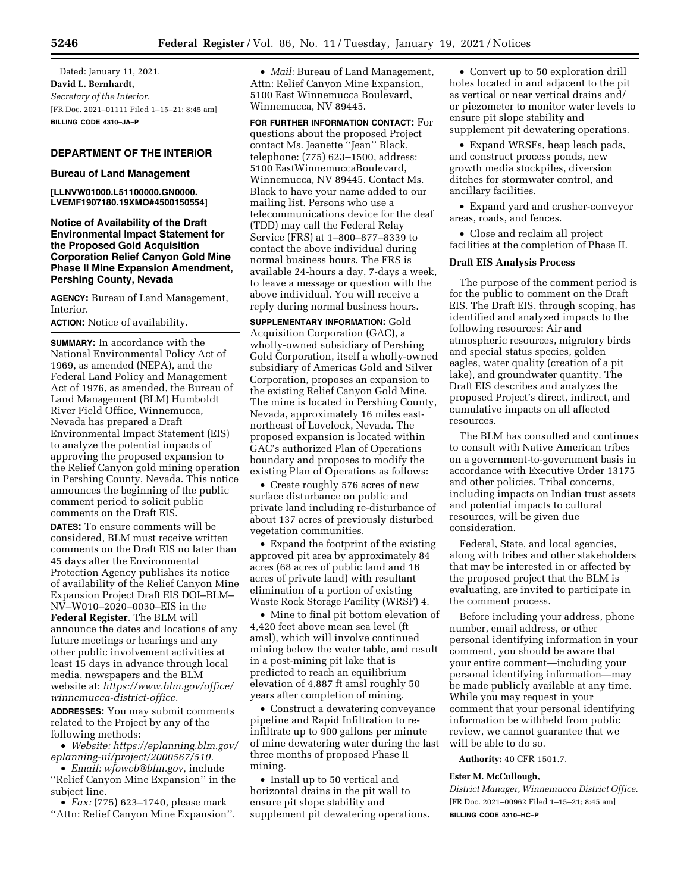Dated: January 11, 2021.

**David L. Bernhardt,**

*Secretary of the Interior.*

[FR Doc. 2021–01111 Filed 1–15–21; 8:45 am]

**BILLING CODE 4310–JA–P**

## DEPARTMENT OF THE INTERIOR

### Bureau of Land Management

**[LLNVW01000.L51100000.GN0000. LVEMF1907180.19XMO#4500150554]**

### Notice of Availability of the Draft Environmental Impact Statement for the Proposed Gold Acquisition Corporation Relief Canyon Gold Mine Phase II Mine Expansion Amendment, Pershing County, Nevada

**AGENCY:** Bureau of Land Management, Interior.

**ACTION:** Notice of availability.

**SUMMARY:** In accordance with the National Environmental Policy Act of 1969, as amended (NEPA), and the Federal Land Policy and Management Act of 1976, as amended, the Bureau of Land Management (BLM) Humboldt River Field Office, Winnemucca, Nevada has prepared a Draft Environmental Impact Statement (EIS) to analyze the potential impacts of approving the proposed expansion to the Relief Canyon gold mining operation in Pershing County, Nevada. This notice announces the beginning of the public comment period to solicit public comments on the Draft EIS.

**DATES:** To ensure comments will be considered, BLM must receive written comments on the Draft EIS no later than 45 days after the Environmental Protection Agency publishes its notice of availability of the Relief Canyon Mine Expansion Project Draft EIS DOI–BLM–NV–W010–2020–0030–EIS in the **Federal Register**. The BLM will announce the dates and locations of any future meetings or hearings and any other public involvement activities at least 15 days in advance through local media, newspapers and the BLM website at: *https://www.blm.gov/office/winnemucca-district-office.*

**ADDRESSES:** You may submit comments related to the Project by any of the following methods:

- *Website: https://eplanning.blm.gov/eplanning-ui/project/2000567/510.*
- *Email: wfoweb@blm.gov,* include ''Relief Canyon Mine Expansion'' in the subject line.
- *Fax:* (775) 623–1740, please mark ''Attn: Relief Canyon Mine Expansion''.
- *Mail:* Bureau of Land Management, Attn: Relief Canyon Mine Expansion, 5100 East Winnemucca Boulevard, Winnemucca, NV 89445.

**FOR FURTHER INFORMATION CONTACT:** For questions about the proposed Project contact Ms. Jeanette ''Jean'' Black, telephone: (775) 623–1500, address: 5100 EastWinnemuccaBoulevard, Winnemucca, NV 89445. Contact Ms. Black to have your name added to our mailing list. Persons who use a telecommunications device for the deaf (TDD) may call the Federal Relay Service (FRS) at 1–800–877–8339 to contact the above individual during normal business hours. The FRS is available 24-hours a day, 7-days a week, to leave a message or question with the above individual. You will receive a reply during normal business hours.

**SUPPLEMENTARY INFORMATION:** Gold Acquisition Corporation (GAC), a wholly-owned subsidiary of Pershing Gold Corporation, itself a wholly-owned subsidiary of Americas Gold and Silver Corporation, proposes an expansion to the existing Relief Canyon Gold Mine. The mine is located in Pershing County, Nevada, approximately 16 miles east-northeast of Lovelock, Nevada. The proposed expansion is located within GAC's authorized Plan of Operations boundary and proposes to modify the existing Plan of Operations as follows:

- Create roughly 576 acres of new surface disturbance on public and private land including re-disturbance of about 137 acres of previously disturbed vegetation communities.
- Expand the footprint of the existing approved pit area by approximately 84 acres (68 acres of public land and 16 acres of private land) with resultant elimination of a portion of existing Waste Rock Storage Facility (WRSF) 4.
- Mine to final pit bottom elevation of 4,420 feet above mean sea level (ft amsl), which will involve continued mining below the water table, and result in a post-mining pit lake that is predicted to reach an equilibrium elevation of 4,887 ft amsl roughly 50 years after completion of mining.
- Construct a dewatering conveyance pipeline and Rapid Infiltration to re-infiltrate up to 900 gallons per minute of mine dewatering water during the last three months of proposed Phase II mining.
- Install up to 50 vertical and horizontal drains in the pit wall to ensure pit slope stability and supplement pit dewatering operations.
- Convert up to 50 exploration drill holes located in and adjacent to the pit as vertical or near vertical drains and/or piezometer to monitor water levels to ensure pit slope stability and supplement pit dewatering operations.
- Expand WRSFs, heap leach pads, and construct process ponds, new growth media stockpiles, diversion ditches for stormwater control, and ancillary facilities.
- Expand yard and crusher-conveyor areas, roads, and fences.
- Close and reclaim all project facilities at the completion of Phase II.

**Draft EIS Analysis Process**

The purpose of the comment period is for the public to comment on the Draft EIS. The Draft EIS, through scoping, has identified and analyzed impacts to the following resources: Air and atmospheric resources, migratory birds and special status species, golden eagles, water quality (creation of a pit lake), and groundwater quantity. The Draft EIS describes and analyzes the proposed Project's direct, indirect, and cumulative impacts on all affected resources.

The BLM has consulted and continues to consult with Native American tribes on a government-to-government basis in accordance with Executive Order 13175 and other policies. Tribal concerns, including impacts on Indian trust assets and potential impacts to cultural resources, will be given due consideration.

Federal, State, and local agencies, along with tribes and other stakeholders that may be interested in or affected by the proposed project that the BLM is evaluating, are invited to participate in the comment process.

Before including your address, phone number, email address, or other personal identifying information in your comment, you should be aware that your entire comment—including your personal identifying information—may be made publicly available at any time. While you may request in your comment that your personal identifying information be withheld from public review, we cannot guarantee that we will be able to do so.

**Authority:** 40 CFR 1501.7.

**Ester M. McCullough,**

*District Manager, Winnemucca District Office.*

[FR Doc. 2021–00962 Filed 1–15–21; 8:45 am]

**BILLING CODE 4310–HC–P**